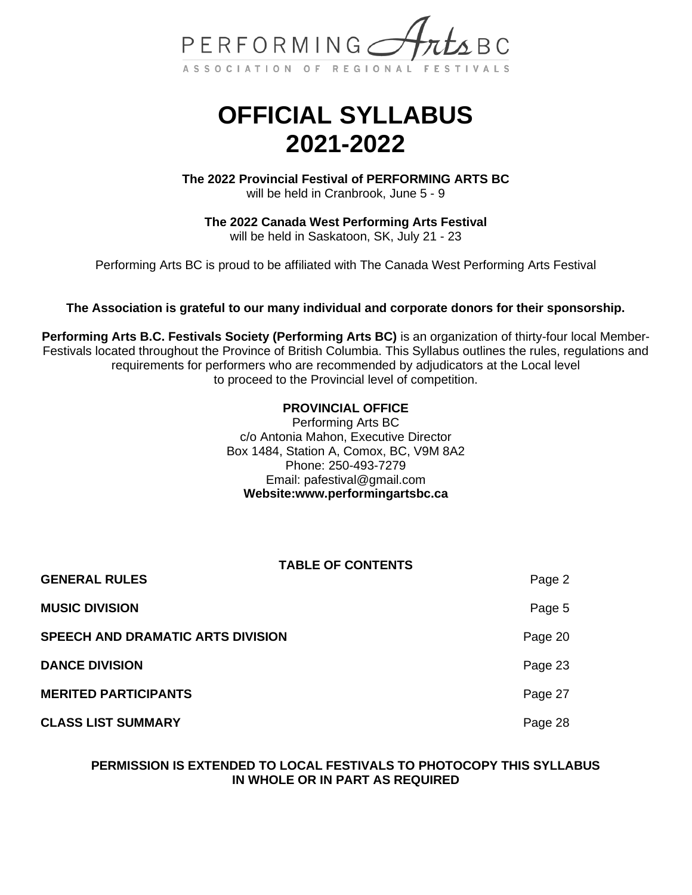PERFORMING Arts BC

ASSOCIATION OF REGIONAL FESTIVALS

# OFFICIAL SYLLABUS 2021-2022

**The 2022 Provincial Festival of PERFORMING ARTS BC**
will be held in Cranbrook, June 5 - 9

**The 2022 Canada West Performing Arts Festival**
will be held in Saskatoon, SK, July 21 - 23

Performing Arts BC is proud to be affiliated with The Canada West Performing Arts Festival

**The Association is grateful to our many individual and corporate donors for their sponsorship.**

**Performing Arts B.C. Festivals Society (Performing Arts BC)** is an organization of thirty-four local Member-Festivals located throughout the Province of British Columbia. This Syllabus outlines the rules, regulations and requirements for performers who are recommended by adjudicators at the Local level to proceed to the Provincial level of competition.

**PROVINCIAL OFFICE**
Performing Arts BC
c/o Antonia Mahon, Executive Director
Box 1484, Station A, Comox, BC, V9M 8A2
Phone: 250-493-7279
Email: pafestival@gmail.com
**Website:www.performingartsbc.ca**

**TABLE OF CONTENTS**

| | |
|---|---|
| **GENERAL RULES** | Page 2 |
| **MUSIC DIVISION** | Page 5 |
| **SPEECH AND DRAMATIC ARTS DIVISION** | Page 20 |
| **DANCE DIVISION** | Page 23 |
| **MERITED PARTICIPANTS** | Page 27 |
| **CLASS LIST SUMMARY** | Page 28 |

**PERMISSION IS EXTENDED TO LOCAL FESTIVALS TO PHOTOCOPY THIS SYLLABUS IN WHOLE OR IN PART AS REQUIRED**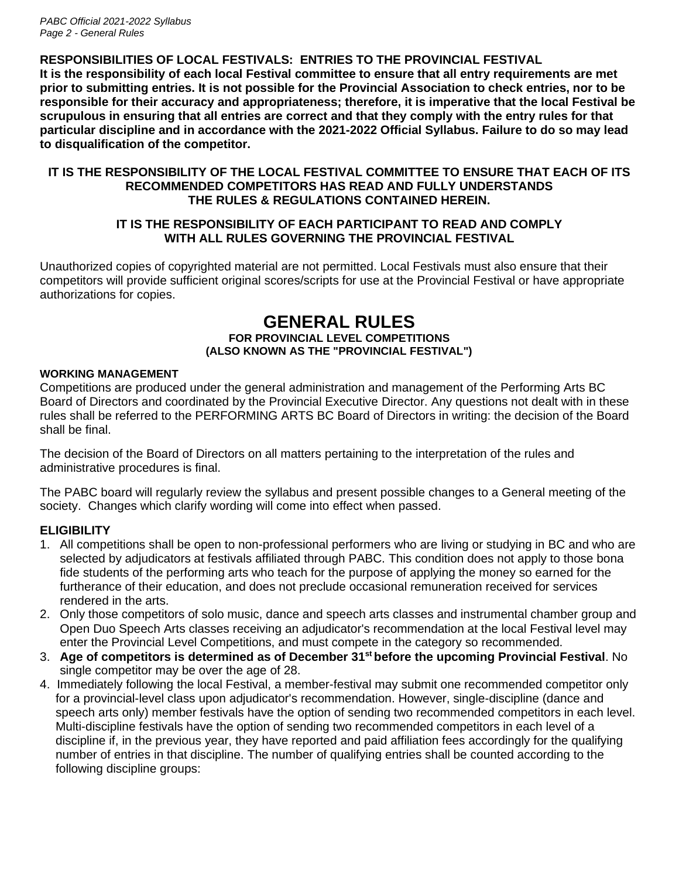**RESPONSIBILITIES OF LOCAL FESTIVALS: ENTRIES TO THE PROVINCIAL FESTIVAL**
**It is the responsibility of each local Festival committee to ensure that all entry requirements are met prior to submitting entries. It is not possible for the Provincial Association to check entries, nor to be responsible for their accuracy and appropriateness; therefore, it is imperative that the local Festival be scrupulous in ensuring that all entries are correct and that they comply with the entry rules for that particular discipline and in accordance with the 2021-2022 Official Syllabus. Failure to do so may lead to disqualification of the competitor.**

**IT IS THE RESPONSIBILITY OF THE LOCAL FESTIVAL COMMITTEE TO ENSURE THAT EACH OF ITS RECOMMENDED COMPETITORS HAS READ AND FULLY UNDERSTANDS THE RULES & REGULATIONS CONTAINED HEREIN.**

**IT IS THE RESPONSIBILITY OF EACH PARTICIPANT TO READ AND COMPLY WITH ALL RULES GOVERNING THE PROVINCIAL FESTIVAL**

Unauthorized copies of copyrighted material are not permitted. Local Festivals must also ensure that their competitors will provide sufficient original scores/scripts for use at the Provincial Festival or have appropriate authorizations for copies.

# GENERAL RULES

**FOR PROVINCIAL LEVEL COMPETITIONS**
**(ALSO KNOWN AS THE "PROVINCIAL FESTIVAL")**

### WORKING MANAGEMENT

Competitions are produced under the general administration and management of the Performing Arts BC Board of Directors and coordinated by the Provincial Executive Director. Any questions not dealt with in these rules shall be referred to the PERFORMING ARTS BC Board of Directors in writing: the decision of the Board shall be final.

The decision of the Board of Directors on all matters pertaining to the interpretation of the rules and administrative procedures is final.

The PABC board will regularly review the syllabus and present possible changes to a General meeting of the society. Changes which clarify wording will come into effect when passed.

### ELIGIBILITY

1. All competitions shall be open to non-professional performers who are living or studying in BC and who are selected by adjudicators at festivals affiliated through PABC. This condition does not apply to those bona fide students of the performing arts who teach for the purpose of applying the money so earned for the furtherance of their education, and does not preclude occasional remuneration received for services rendered in the arts.
2. Only those competitors of solo music, dance and speech arts classes and instrumental chamber group and Open Duo Speech Arts classes receiving an adjudicator's recommendation at the local Festival level may enter the Provincial Level Competitions, and must compete in the category so recommended.
3. **Age of competitors is determined as of December 31st before the upcoming Provincial Festival**. No single competitor may be over the age of 28.
4. Immediately following the local Festival, a member-festival may submit one recommended competitor only for a provincial-level class upon adjudicator's recommendation. However, single-discipline (dance and speech arts only) member festivals have the option of sending two recommended competitors in each level. Multi-discipline festivals have the option of sending two recommended competitors in each level of a discipline if, in the previous year, they have reported and paid affiliation fees accordingly for the qualifying number of entries in that discipline. The number of qualifying entries shall be counted according to the following discipline groups: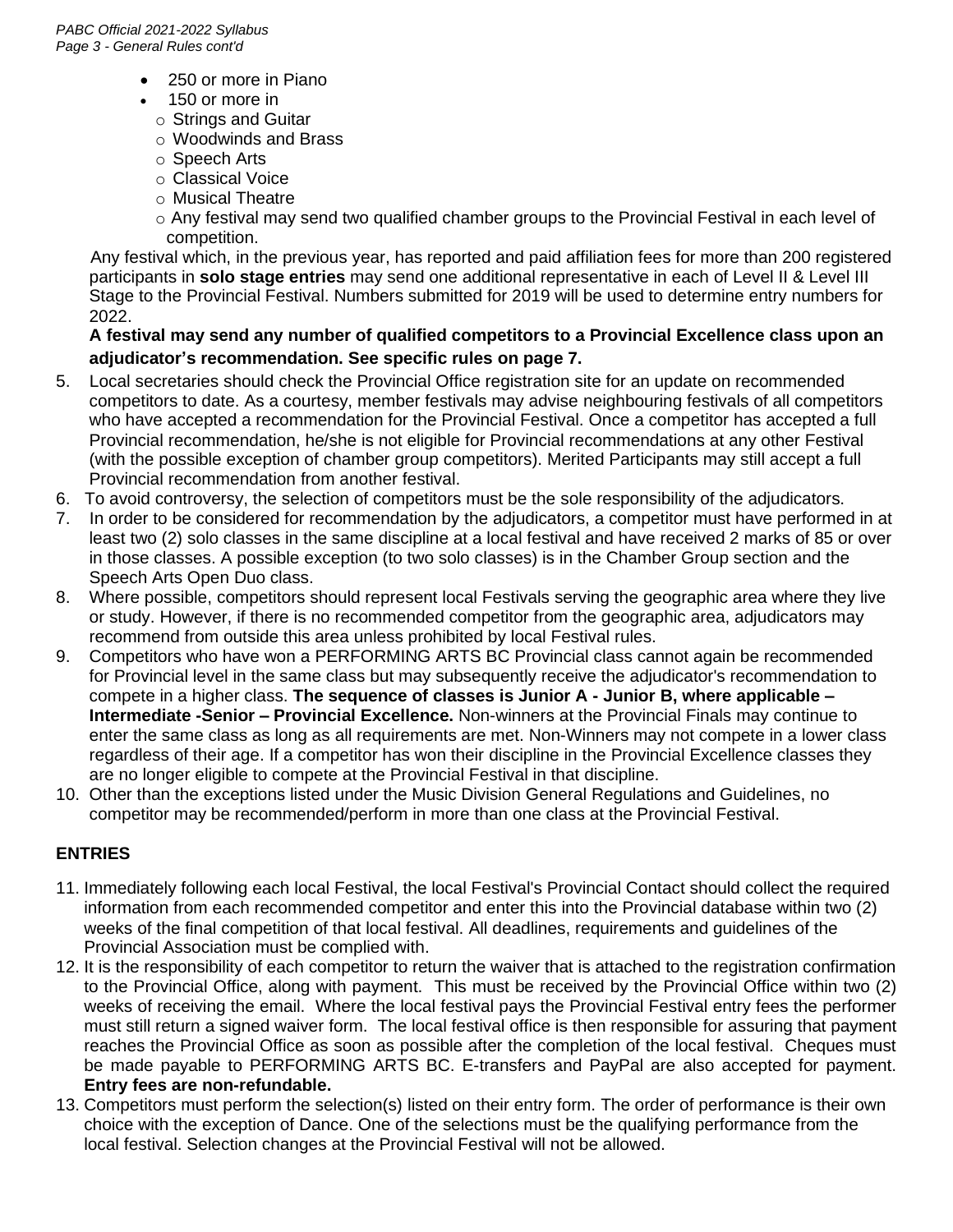- 250 or more in Piano
- 150 or more in
  - Strings and Guitar
  - Woodwinds and Brass
  - Speech Arts
  - Classical Voice
  - Musical Theatre
  - Any festival may send two qualified chamber groups to the Provincial Festival in each level of competition.

Any festival which, in the previous year, has reported and paid affiliation fees for more than 200 registered participants in **solo stage entries** may send one additional representative in each of Level II & Level III Stage to the Provincial Festival. Numbers submitted for 2019 will be used to determine entry numbers for 2022.

**A festival may send any number of qualified competitors to a Provincial Excellence class upon an adjudicator's recommendation. See specific rules on page 7.**

5. Local secretaries should check the Provincial Office registration site for an update on recommended competitors to date. As a courtesy, member festivals may advise neighbouring festivals of all competitors who have accepted a recommendation for the Provincial Festival. Once a competitor has accepted a full Provincial recommendation, he/she is not eligible for Provincial recommendations at any other Festival (with the possible exception of chamber group competitors). Merited Participants may still accept a full Provincial recommendation from another festival.
6. To avoid controversy, the selection of competitors must be the sole responsibility of the adjudicators.
7. In order to be considered for recommendation by the adjudicators, a competitor must have performed in at least two (2) solo classes in the same discipline at a local festival and have received 2 marks of 85 or over in those classes. A possible exception (to two solo classes) is in the Chamber Group section and the Speech Arts Open Duo class.
8. Where possible, competitors should represent local Festivals serving the geographic area where they live or study. However, if there is no recommended competitor from the geographic area, adjudicators may recommend from outside this area unless prohibited by local Festival rules.
9. Competitors who have won a PERFORMING ARTS BC Provincial class cannot again be recommended for Provincial level in the same class but may subsequently receive the adjudicator's recommendation to compete in a higher class. **The sequence of classes is Junior A - Junior B, where applicable – Intermediate -Senior – Provincial Excellence.** Non-winners at the Provincial Finals may continue to enter the same class as long as all requirements are met. Non-Winners may not compete in a lower class regardless of their age. If a competitor has won their discipline in the Provincial Excellence classes they are no longer eligible to compete at the Provincial Festival in that discipline.
10. Other than the exceptions listed under the Music Division General Regulations and Guidelines, no competitor may be recommended/perform in more than one class at the Provincial Festival.

## ENTRIES

11. Immediately following each local Festival, the local Festival's Provincial Contact should collect the required information from each recommended competitor and enter this into the Provincial database within two (2) weeks of the final competition of that local festival. All deadlines, requirements and guidelines of the Provincial Association must be complied with.
12. It is the responsibility of each competitor to return the waiver that is attached to the registration confirmation to the Provincial Office, along with payment. This must be received by the Provincial Office within two (2) weeks of receiving the email. Where the local festival pays the Provincial Festival entry fees the performer must still return a signed waiver form. The local festival office is then responsible for assuring that payment reaches the Provincial Office as soon as possible after the completion of the local festival. Cheques must be made payable to PERFORMING ARTS BC. E-transfers and PayPal are also accepted for payment. **Entry fees are non-refundable.**
13. Competitors must perform the selection(s) listed on their entry form. The order of performance is their own choice with the exception of Dance. One of the selections must be the qualifying performance from the local festival. Selection changes at the Provincial Festival will not be allowed.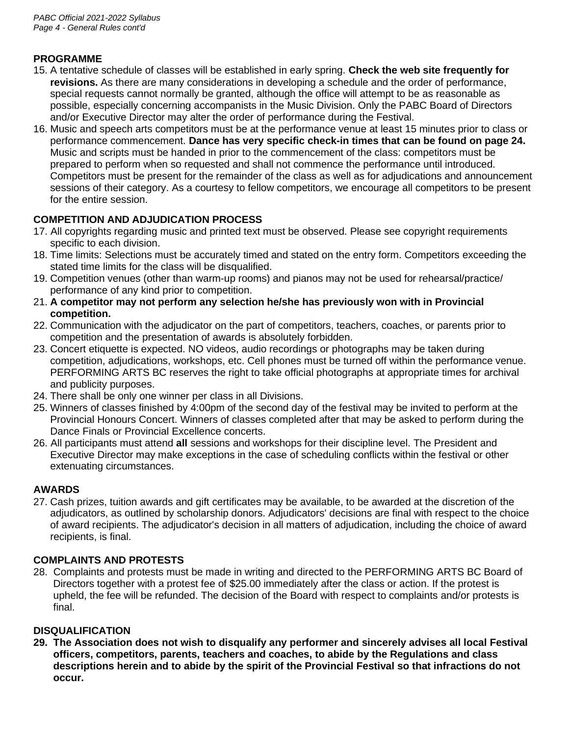## PROGRAMME

15. A tentative schedule of classes will be established in early spring. **Check the web site frequently for revisions.** As there are many considerations in developing a schedule and the order of performance, special requests cannot normally be granted, although the office will attempt to be as reasonable as possible, especially concerning accompanists in the Music Division. Only the PABC Board of Directors and/or Executive Director may alter the order of performance during the Festival.
16. Music and speech arts competitors must be at the performance venue at least 15 minutes prior to class or performance commencement. **Dance has very specific check-in times that can be found on page 24.** Music and scripts must be handed in prior to the commencement of the class: competitors must be prepared to perform when so requested and shall not commence the performance until introduced. Competitors must be present for the remainder of the class as well as for adjudications and announcement sessions of their category. As a courtesy to fellow competitors, we encourage all competitors to be present for the entire session.

## COMPETITION AND ADJUDICATION PROCESS

17. All copyrights regarding music and printed text must be observed. Please see copyright requirements specific to each division.
18. Time limits: Selections must be accurately timed and stated on the entry form. Competitors exceeding the stated time limits for the class will be disqualified.
19. Competition venues (other than warm-up rooms) and pianos may not be used for rehearsal/practice/ performance of any kind prior to competition.
21. **A competitor may not perform any selection he/she has previously won with in Provincial competition.**
22. Communication with the adjudicator on the part of competitors, teachers, coaches, or parents prior to competition and the presentation of awards is absolutely forbidden.
23. Concert etiquette is expected. NO videos, audio recordings or photographs may be taken during competition, adjudications, workshops, etc. Cell phones must be turned off within the performance venue. PERFORMING ARTS BC reserves the right to take official photographs at appropriate times for archival and publicity purposes.
24. There shall be only one winner per class in all Divisions.
25. Winners of classes finished by 4:00pm of the second day of the festival may be invited to perform at the Provincial Honours Concert. Winners of classes completed after that may be asked to perform during the Dance Finals or Provincial Excellence concerts.
26. All participants must attend **all** sessions and workshops for their discipline level. The President and Executive Director may make exceptions in the case of scheduling conflicts within the festival or other extenuating circumstances.

## AWARDS

27. Cash prizes, tuition awards and gift certificates may be available, to be awarded at the discretion of the adjudicators, as outlined by scholarship donors. Adjudicators' decisions are final with respect to the choice of award recipients. The adjudicator's decision in all matters of adjudication, including the choice of award recipients, is final.

## COMPLAINTS AND PROTESTS

28. Complaints and protests must be made in writing and directed to the PERFORMING ARTS BC Board of Directors together with a protest fee of $25.00 immediately after the class or action. If the protest is upheld, the fee will be refunded. The decision of the Board with respect to complaints and/or protests is final.

## DISQUALIFICATION

29. **The Association does not wish to disqualify any performer and sincerely advises all local Festival officers, competitors, parents, teachers and coaches, to abide by the Regulations and class descriptions herein and to abide by the spirit of the Provincial Festival so that infractions do not occur.**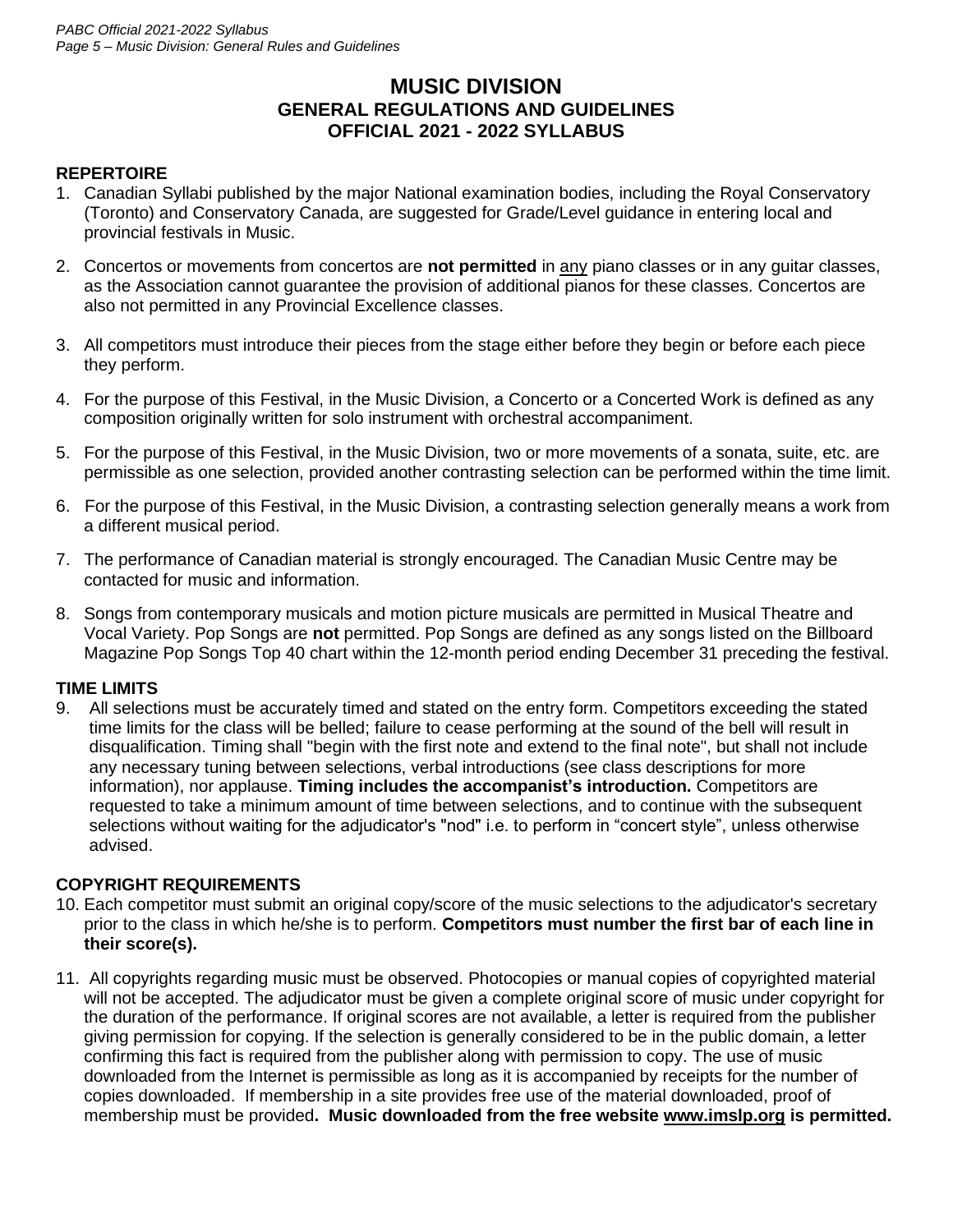# MUSIC DIVISION
## GENERAL REGULATIONS AND GUIDELINES
## OFFICIAL 2021 - 2022 SYLLABUS

### REPERTOIRE

1. Canadian Syllabi published by the major National examination bodies, including the Royal Conservatory (Toronto) and Conservatory Canada, are suggested for Grade/Level guidance in entering local and provincial festivals in Music.
2. Concertos or movements from concertos are **not permitted** in <u>any</u> piano classes or in any guitar classes, as the Association cannot guarantee the provision of additional pianos for these classes. Concertos are also not permitted in any Provincial Excellence classes.
3. All competitors must introduce their pieces from the stage either before they begin or before each piece they perform.
4. For the purpose of this Festival, in the Music Division, a Concerto or a Concerted Work is defined as any composition originally written for solo instrument with orchestral accompaniment.
5. For the purpose of this Festival, in the Music Division, two or more movements of a sonata, suite, etc. are permissible as one selection, provided another contrasting selection can be performed within the time limit.
6. For the purpose of this Festival, in the Music Division, a contrasting selection generally means a work from a different musical period.
7. The performance of Canadian material is strongly encouraged. The Canadian Music Centre may be contacted for music and information.
8. Songs from contemporary musicals and motion picture musicals are permitted in Musical Theatre and Vocal Variety. Pop Songs are **not** permitted. Pop Songs are defined as any songs listed on the Billboard Magazine Pop Songs Top 40 chart within the 12-month period ending December 31 preceding the festival.

### TIME LIMITS

9. All selections must be accurately timed and stated on the entry form. Competitors exceeding the stated time limits for the class will be belled; failure to cease performing at the sound of the bell will result in disqualification. Timing shall "begin with the first note and extend to the final note", but shall not include any necessary tuning between selections, verbal introductions (see class descriptions for more information), nor applause. **Timing includes the accompanist's introduction.** Competitors are requested to take a minimum amount of time between selections, and to continue with the subsequent selections without waiting for the adjudicator's "nod" i.e. to perform in "concert style", unless otherwise advised.

### COPYRIGHT REQUIREMENTS

10. Each competitor must submit an original copy/score of the music selections to the adjudicator's secretary prior to the class in which he/she is to perform. **Competitors must number the first bar of each line in their score(s).**
11. All copyrights regarding music must be observed. Photocopies or manual copies of copyrighted material will not be accepted. The adjudicator must be given a complete original score of music under copyright for the duration of the performance. If original scores are not available, a letter is required from the publisher giving permission for copying. If the selection is generally considered to be in the public domain, a letter confirming this fact is required from the publisher along with permission to copy. The use of music downloaded from the Internet is permissible as long as it is accompanied by receipts for the number of copies downloaded. If membership in a site provides free use of the material downloaded, proof of membership must be provided. **Music downloaded from the free website <u>www.imslp.org</u> is permitted.**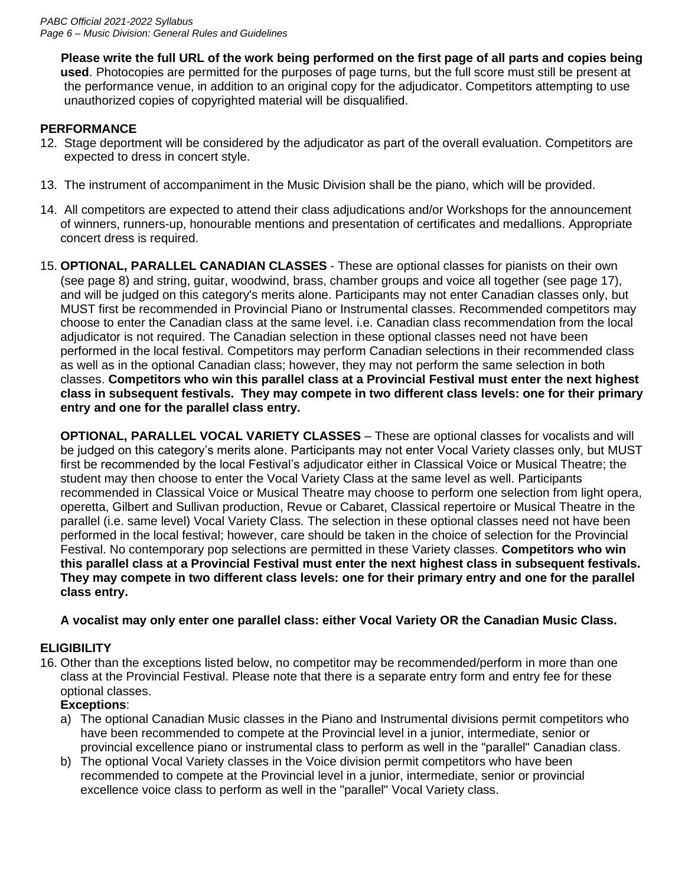**Please write the full URL of the work being performed on the first page of all parts and copies being used**. Photocopies are permitted for the purposes of page turns, but the full score must still be present at the performance venue, in addition to an original copy for the adjudicator. Competitors attempting to use unauthorized copies of copyrighted material will be disqualified.

## PERFORMANCE

12. Stage deportment will be considered by the adjudicator as part of the overall evaluation. Competitors are expected to dress in concert style.

13. The instrument of accompaniment in the Music Division shall be the piano, which will be provided.

14. All competitors are expected to attend their class adjudications and/or Workshops for the announcement of winners, runners-up, honourable mentions and presentation of certificates and medallions. Appropriate concert dress is required.

15. **OPTIONAL, PARALLEL CANADIAN CLASSES** - These are optional classes for pianists on their own (see page 8) and string, guitar, woodwind, brass, chamber groups and voice all together (see page 17), and will be judged on this category's merits alone. Participants may not enter Canadian classes only, but MUST first be recommended in Provincial Piano or Instrumental classes. Recommended competitors may choose to enter the Canadian class at the same level. i.e. Canadian class recommendation from the local adjudicator is not required. The Canadian selection in these optional classes need not have been performed in the local festival. Competitors may perform Canadian selections in their recommended class as well as in the optional Canadian class; however, they may not perform the same selection in both classes. **Competitors who win this parallel class at a Provincial Festival must enter the next highest class in subsequent festivals. They may compete in two different class levels: one for their primary entry and one for the parallel class entry.**

    **OPTIONAL, PARALLEL VOCAL VARIETY CLASSES** – These are optional classes for vocalists and will be judged on this category's merits alone. Participants may not enter Vocal Variety classes only, but MUST first be recommended by the local Festival's adjudicator either in Classical Voice or Musical Theatre; the student may then choose to enter the Vocal Variety Class at the same level as well. Participants recommended in Classical Voice or Musical Theatre may choose to perform one selection from light opera, operetta, Gilbert and Sullivan production, Revue or Cabaret, Classical repertoire or Musical Theatre in the parallel (i.e. same level) Vocal Variety Class. The selection in these optional classes need not have been performed in the local festival; however, care should be taken in the choice of selection for the Provincial Festival. No contemporary pop selections are permitted in these Variety classes. **Competitors who win this parallel class at a Provincial Festival must enter the next highest class in subsequent festivals. They may compete in two different class levels: one for their primary entry and one for the parallel class entry.**

    **A vocalist may only enter one parallel class: either Vocal Variety OR the Canadian Music Class.**

## ELIGIBILITY

16. Other than the exceptions listed below, no competitor may be recommended/perform in more than one class at the Provincial Festival. Please note that there is a separate entry form and entry fee for these optional classes.

    **Exceptions**:

    a) The optional Canadian Music classes in the Piano and Instrumental divisions permit competitors who have been recommended to compete at the Provincial level in a junior, intermediate, senior or provincial excellence piano or instrumental class to perform as well in the "parallel" Canadian class.

    b) The optional Vocal Variety classes in the Voice division permit competitors who have been recommended to compete at the Provincial level in a junior, intermediate, senior or provincial excellence voice class to perform as well in the "parallel" Vocal Variety class.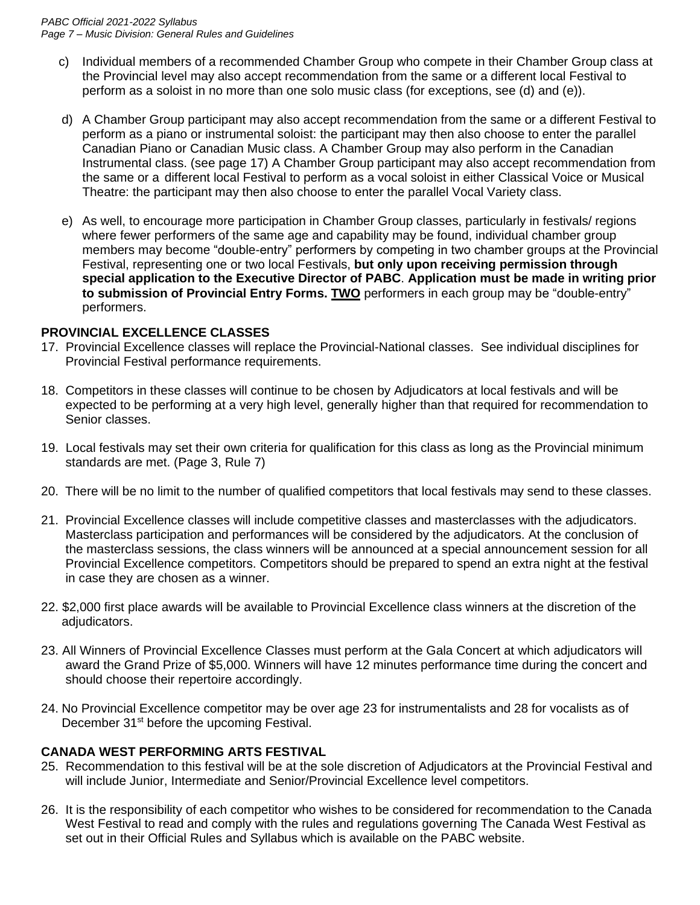c) Individual members of a recommended Chamber Group who compete in their Chamber Group class at the Provincial level may also accept recommendation from the same or a different local Festival to perform as a soloist in no more than one solo music class (for exceptions, see (d) and (e)).

d) A Chamber Group participant may also accept recommendation from the same or a different Festival to perform as a piano or instrumental soloist: the participant may then also choose to enter the parallel Canadian Piano or Canadian Music class. A Chamber Group may also perform in the Canadian Instrumental class. (see page 17) A Chamber Group participant may also accept recommendation from the same or a different local Festival to perform as a vocal soloist in either Classical Voice or Musical Theatre: the participant may then also choose to enter the parallel Vocal Variety class.

e) As well, to encourage more participation in Chamber Group classes, particularly in festivals/ regions where fewer performers of the same age and capability may be found, individual chamber group members may become "double-entry" performers by competing in two chamber groups at the Provincial Festival, representing one or two local Festivals, **but only upon receiving permission through special application to the Executive Director of PABC**. **Application must be made in writing prior to submission of Provincial Entry Forms. <u>TWO</u>** performers in each group may be "double-entry" performers.

## PROVINCIAL EXCELLENCE CLASSES

17. Provincial Excellence classes will replace the Provincial-National classes. See individual disciplines for Provincial Festival performance requirements.

18. Competitors in these classes will continue to be chosen by Adjudicators at local festivals and will be expected to be performing at a very high level, generally higher than that required for recommendation to Senior classes.

19. Local festivals may set their own criteria for qualification for this class as long as the Provincial minimum standards are met. (Page 3, Rule 7)

20. There will be no limit to the number of qualified competitors that local festivals may send to these classes.

21. Provincial Excellence classes will include competitive classes and masterclasses with the adjudicators. Masterclass participation and performances will be considered by the adjudicators. At the conclusion of the masterclass sessions, the class winners will be announced at a special announcement session for all Provincial Excellence competitors. Competitors should be prepared to spend an extra night at the festival in case they are chosen as a winner.

22. $2,000 first place awards will be available to Provincial Excellence class winners at the discretion of the adjudicators.

23. All Winners of Provincial Excellence Classes must perform at the Gala Concert at which adjudicators will award the Grand Prize of $5,000. Winners will have 12 minutes performance time during the concert and should choose their repertoire accordingly.

24. No Provincial Excellence competitor may be over age 23 for instrumentalists and 28 for vocalists as of December 31st before the upcoming Festival.

## CANADA WEST PERFORMING ARTS FESTIVAL

25. Recommendation to this festival will be at the sole discretion of Adjudicators at the Provincial Festival and will include Junior, Intermediate and Senior/Provincial Excellence level competitors.

26. It is the responsibility of each competitor who wishes to be considered for recommendation to the Canada West Festival to read and comply with the rules and regulations governing The Canada West Festival as set out in their Official Rules and Syllabus which is available on the PABC website.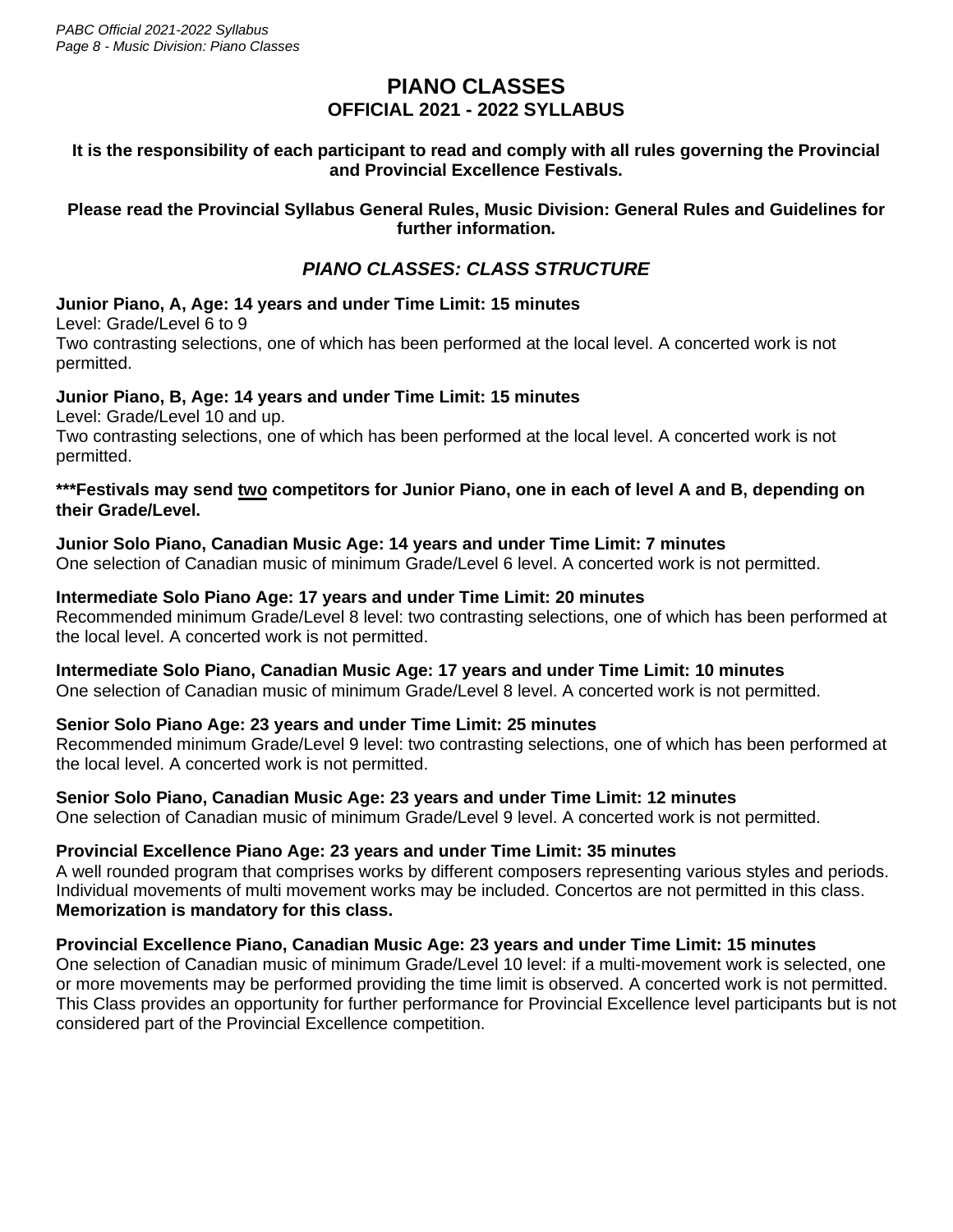# PIANO CLASSES

## OFFICIAL 2021 - 2022 SYLLABUS

**It is the responsibility of each participant to read and comply with all rules governing the Provincial and Provincial Excellence Festivals.**

**Please read the Provincial Syllabus General Rules, Music Division: General Rules and Guidelines for further information.**

### *PIANO CLASSES: CLASS STRUCTURE*

**Junior Piano, A, Age: 14 years and under Time Limit: 15 minutes**
Level: Grade/Level 6 to 9
Two contrasting selections, one of which has been performed at the local level. A concerted work is not permitted.

**Junior Piano, B, Age: 14 years and under Time Limit: 15 minutes**
Level: Grade/Level 10 and up.
Two contrasting selections, one of which has been performed at the local level. A concerted work is not permitted.

**\*\*\*Festivals may send two competitors for Junior Piano, one in each of level A and B, depending on their Grade/Level.**

**Junior Solo Piano, Canadian Music Age: 14 years and under Time Limit: 7 minutes**
One selection of Canadian music of minimum Grade/Level 6 level. A concerted work is not permitted.

**Intermediate Solo Piano Age: 17 years and under Time Limit: 20 minutes**
Recommended minimum Grade/Level 8 level: two contrasting selections, one of which has been performed at the local level. A concerted work is not permitted.

**Intermediate Solo Piano, Canadian Music Age: 17 years and under Time Limit: 10 minutes**
One selection of Canadian music of minimum Grade/Level 8 level. A concerted work is not permitted.

**Senior Solo Piano Age: 23 years and under Time Limit: 25 minutes**
Recommended minimum Grade/Level 9 level: two contrasting selections, one of which has been performed at the local level. A concerted work is not permitted.

**Senior Solo Piano, Canadian Music Age: 23 years and under Time Limit: 12 minutes**
One selection of Canadian music of minimum Grade/Level 9 level. A concerted work is not permitted.

**Provincial Excellence Piano Age: 23 years and under Time Limit: 35 minutes**
A well rounded program that comprises works by different composers representing various styles and periods. Individual movements of multi movement works may be included. Concertos are not permitted in this class. **Memorization is mandatory for this class.**

**Provincial Excellence Piano, Canadian Music Age: 23 years and under Time Limit: 15 minutes**
One selection of Canadian music of minimum Grade/Level 10 level: if a multi-movement work is selected, one or more movements may be performed providing the time limit is observed. A concerted work is not permitted. This Class provides an opportunity for further performance for Provincial Excellence level participants but is not considered part of the Provincial Excellence competition.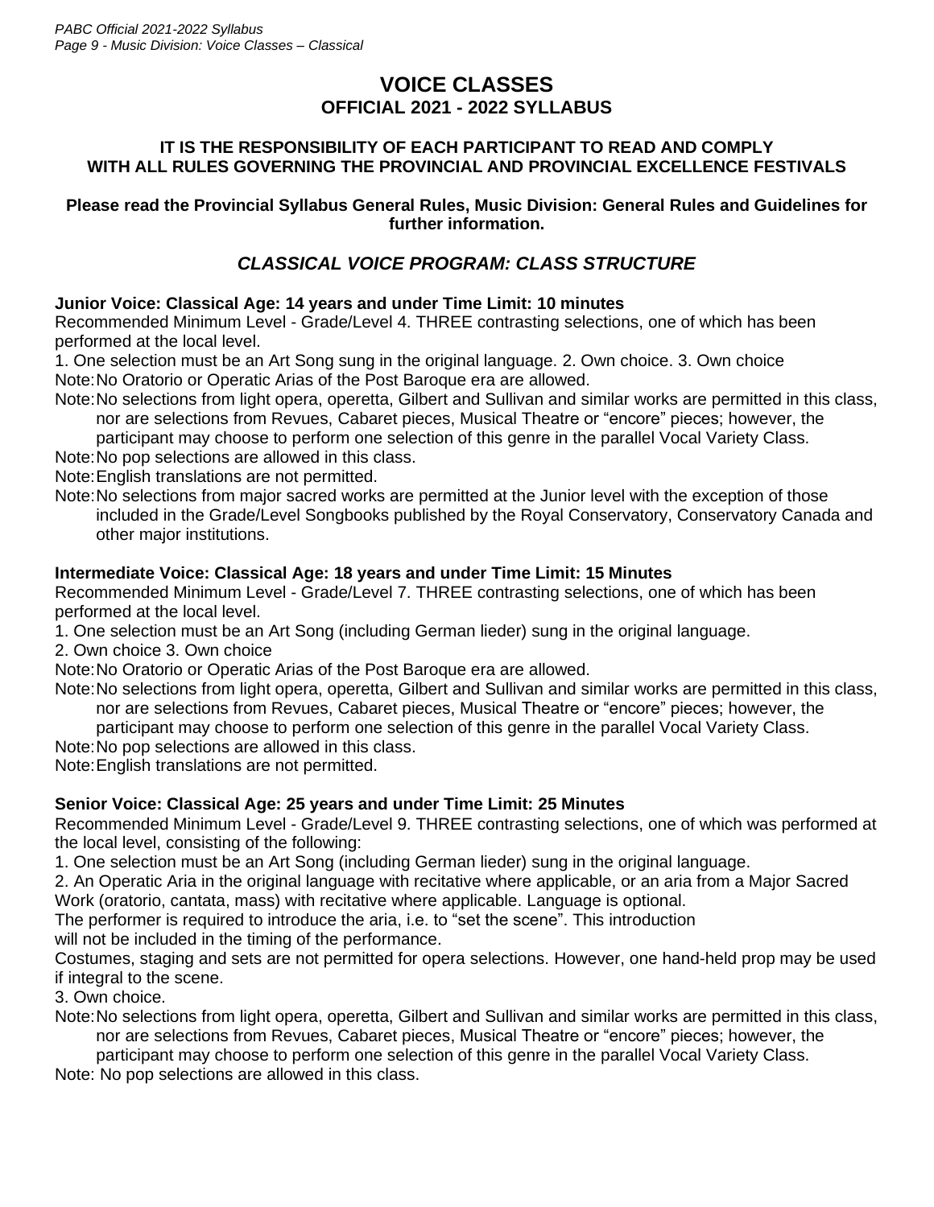# VOICE CLASSES

## OFFICIAL 2021 - 2022 SYLLABUS

**IT IS THE RESPONSIBILITY OF EACH PARTICIPANT TO READ AND COMPLY WITH ALL RULES GOVERNING THE PROVINCIAL AND PROVINCIAL EXCELLENCE FESTIVALS**

**Please read the Provincial Syllabus General Rules, Music Division: General Rules and Guidelines for further information.**

## *CLASSICAL VOICE PROGRAM: CLASS STRUCTURE*

**Junior Voice: Classical Age: 14 years and under Time Limit: 10 minutes**

Recommended Minimum Level - Grade/Level 4. THREE contrasting selections, one of which has been performed at the local level.

1. One selection must be an Art Song sung in the original language. 2. Own choice. 3. Own choice

Note: No Oratorio or Operatic Arias of the Post Baroque era are allowed.

Note: No selections from light opera, operetta, Gilbert and Sullivan and similar works are permitted in this class, nor are selections from Revues, Cabaret pieces, Musical Theatre or "encore" pieces; however, the participant may choose to perform one selection of this genre in the parallel Vocal Variety Class.

Note: No pop selections are allowed in this class.

Note: English translations are not permitted.

Note: No selections from major sacred works are permitted at the Junior level with the exception of those included in the Grade/Level Songbooks published by the Royal Conservatory, Conservatory Canada and other major institutions.

**Intermediate Voice: Classical Age: 18 years and under Time Limit: 15 Minutes**

Recommended Minimum Level - Grade/Level 7. THREE contrasting selections, one of which has been performed at the local level.

1. One selection must be an Art Song (including German lieder) sung in the original language.
2. Own choice 3. Own choice

Note: No Oratorio or Operatic Arias of the Post Baroque era are allowed.

Note: No selections from light opera, operetta, Gilbert and Sullivan and similar works are permitted in this class, nor are selections from Revues, Cabaret pieces, Musical Theatre or "encore" pieces; however, the participant may choose to perform one selection of this genre in the parallel Vocal Variety Class.

Note: No pop selections are allowed in this class.

Note: English translations are not permitted.

**Senior Voice: Classical Age: 25 years and under Time Limit: 25 Minutes**

Recommended Minimum Level - Grade/Level 9. THREE contrasting selections, one of which was performed at the local level, consisting of the following:

1. One selection must be an Art Song (including German lieder) sung in the original language.
2. An Operatic Aria in the original language with recitative where applicable, or an aria from a Major Sacred Work (oratorio, cantata, mass) with recitative where applicable. Language is optional.

The performer is required to introduce the aria, i.e. to "set the scene". This introduction will not be included in the timing of the performance.

Costumes, staging and sets are not permitted for opera selections. However, one hand-held prop may be used if integral to the scene.

3. Own choice.

Note: No selections from light opera, operetta, Gilbert and Sullivan and similar works are permitted in this class, nor are selections from Revues, Cabaret pieces, Musical Theatre or "encore" pieces; however, the participant may choose to perform one selection of this genre in the parallel Vocal Variety Class.

Note: No pop selections are allowed in this class.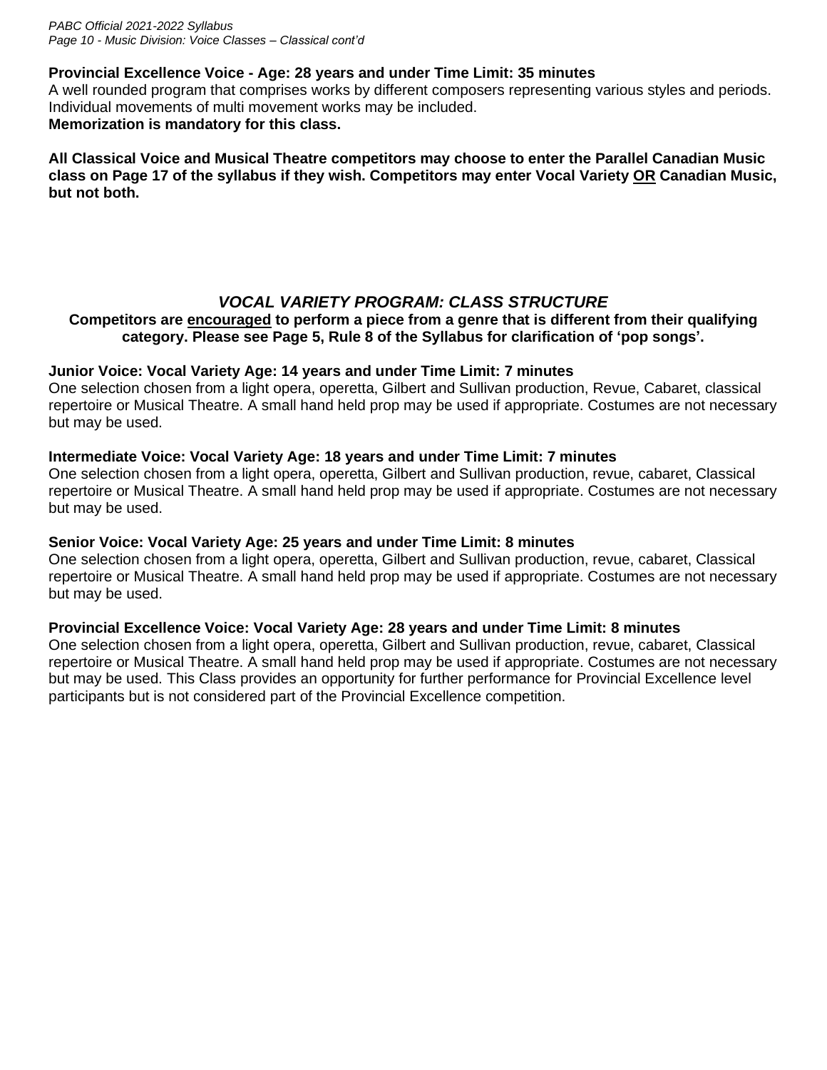**Provincial Excellence Voice - Age: 28 years and under Time Limit: 35 minutes**
A well rounded program that comprises works by different composers representing various styles and periods. Individual movements of multi movement works may be included.
**Memorization is mandatory for this class.**

**All Classical Voice and Musical Theatre competitors may choose to enter the Parallel Canadian Music class on Page 17 of the syllabus if they wish. Competitors may enter Vocal Variety OR Canadian Music, but not both.**

## *VOCAL VARIETY PROGRAM: CLASS STRUCTURE*

**Competitors are encouraged to perform a piece from a genre that is different from their qualifying category. Please see Page 5, Rule 8 of the Syllabus for clarification of 'pop songs'.**

**Junior Voice: Vocal Variety Age: 14 years and under Time Limit: 7 minutes**
One selection chosen from a light opera, operetta, Gilbert and Sullivan production, Revue, Cabaret, classical repertoire or Musical Theatre. A small hand held prop may be used if appropriate. Costumes are not necessary but may be used.

**Intermediate Voice: Vocal Variety Age: 18 years and under Time Limit: 7 minutes**
One selection chosen from a light opera, operetta, Gilbert and Sullivan production, revue, cabaret, Classical repertoire or Musical Theatre. A small hand held prop may be used if appropriate. Costumes are not necessary but may be used.

**Senior Voice: Vocal Variety Age: 25 years and under Time Limit: 8 minutes**
One selection chosen from a light opera, operetta, Gilbert and Sullivan production, revue, cabaret, Classical repertoire or Musical Theatre. A small hand held prop may be used if appropriate. Costumes are not necessary but may be used.

**Provincial Excellence Voice: Vocal Variety Age: 28 years and under Time Limit: 8 minutes**
One selection chosen from a light opera, operetta, Gilbert and Sullivan production, revue, cabaret, Classical repertoire or Musical Theatre. A small hand held prop may be used if appropriate. Costumes are not necessary but may be used. This Class provides an opportunity for further performance for Provincial Excellence level participants but is not considered part of the Provincial Excellence competition.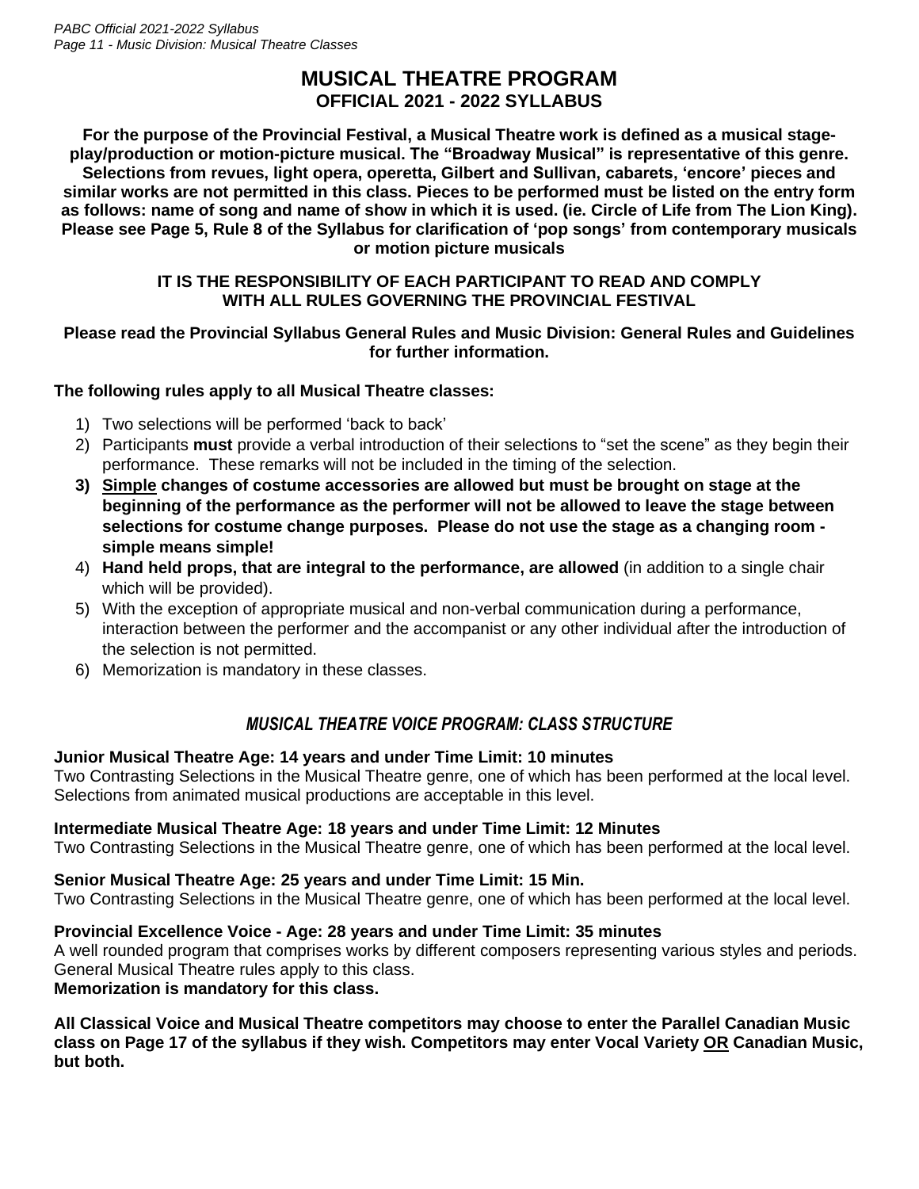# MUSICAL THEATRE PROGRAM
## OFFICIAL 2021 - 2022 SYLLABUS

**For the purpose of the Provincial Festival, a Musical Theatre work is defined as a musical stage-play/production or motion-picture musical. The "Broadway Musical" is representative of this genre. Selections from revues, light opera, operetta, Gilbert and Sullivan, cabarets, 'encore' pieces and similar works are not permitted in this class. Pieces to be performed must be listed on the entry form as follows: name of song and name of show in which it is used. (ie. Circle of Life from The Lion King). Please see Page 5, Rule 8 of the Syllabus for clarification of 'pop songs' from contemporary musicals or motion picture musicals**

**IT IS THE RESPONSIBILITY OF EACH PARTICIPANT TO READ AND COMPLY WITH ALL RULES GOVERNING THE PROVINCIAL FESTIVAL**

**Please read the Provincial Syllabus General Rules and Music Division: General Rules and Guidelines for further information.**

**The following rules apply to all Musical Theatre classes:**

1) Two selections will be performed 'back to back'
2) Participants **must** provide a verbal introduction of their selections to "set the scene" as they begin their performance. These remarks will not be included in the timing of the selection.
3) **Simple changes of costume accessories are allowed but must be brought on stage at the beginning of the performance as the performer will not be allowed to leave the stage between selections for costume change purposes. Please do not use the stage as a changing room - simple means simple!**
4) **Hand held props, that are integral to the performance, are allowed** (in addition to a single chair which will be provided).
5) With the exception of appropriate musical and non-verbal communication during a performance, interaction between the performer and the accompanist or any other individual after the introduction of the selection is not permitted.
6) Memorization is mandatory in these classes.

### *MUSICAL THEATRE VOICE PROGRAM: CLASS STRUCTURE*

**Junior Musical Theatre Age: 14 years and under Time Limit: 10 minutes**
Two Contrasting Selections in the Musical Theatre genre, one of which has been performed at the local level. Selections from animated musical productions are acceptable in this level.

**Intermediate Musical Theatre Age: 18 years and under Time Limit: 12 Minutes**
Two Contrasting Selections in the Musical Theatre genre, one of which has been performed at the local level.

**Senior Musical Theatre Age: 25 years and under Time Limit: 15 Min.**
Two Contrasting Selections in the Musical Theatre genre, one of which has been performed at the local level.

**Provincial Excellence Voice - Age: 28 years and under Time Limit: 35 minutes**
A well rounded program that comprises works by different composers representing various styles and periods. General Musical Theatre rules apply to this class.
**Memorization is mandatory for this class.**

**All Classical Voice and Musical Theatre competitors may choose to enter the Parallel Canadian Music class on Page 17 of the syllabus if they wish. Competitors may enter Vocal Variety OR Canadian Music, but both.**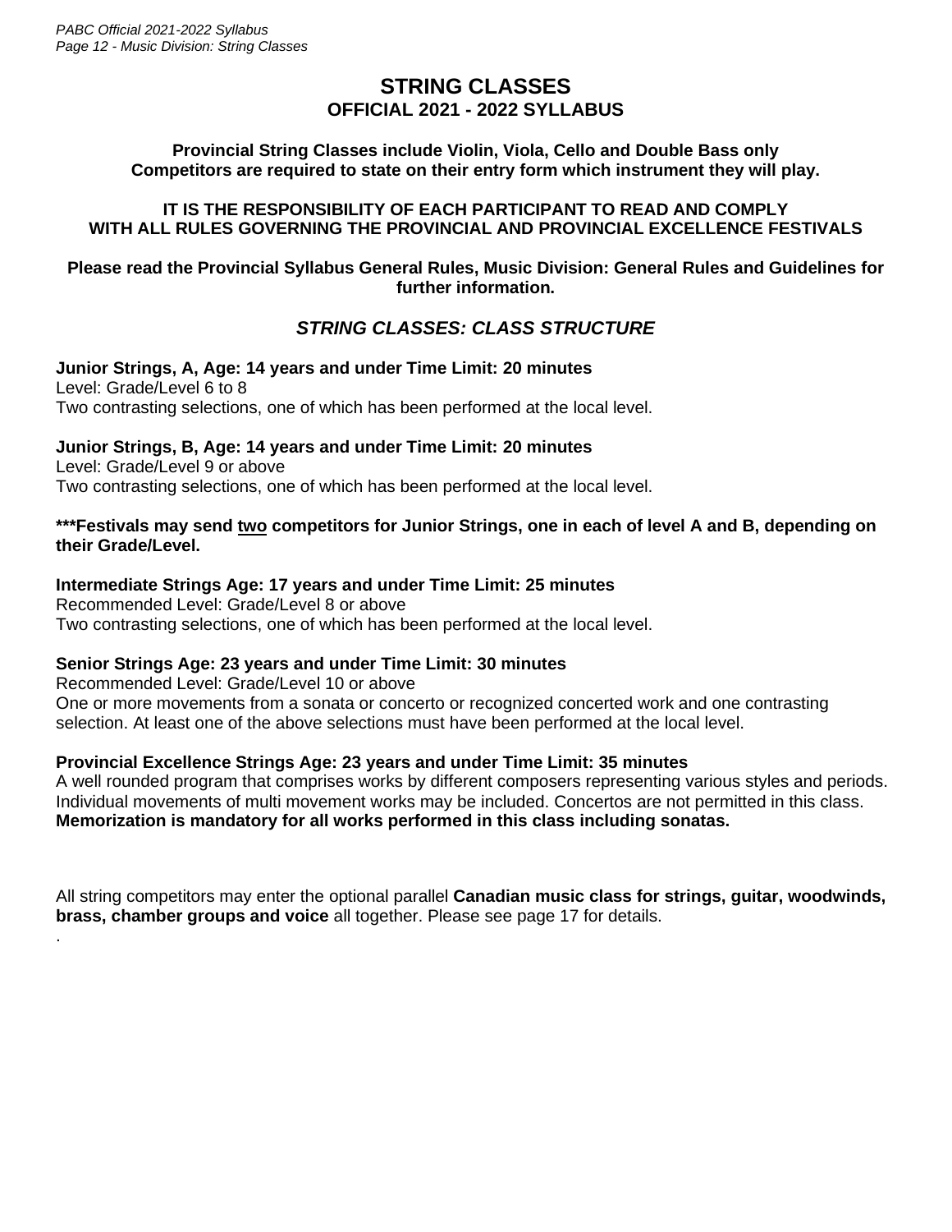# STRING CLASSES

## OFFICIAL 2021 - 2022 SYLLABUS

**Provincial String Classes include Violin, Viola, Cello and Double Bass only**
**Competitors are required to state on their entry form which instrument they will play.**

**IT IS THE RESPONSIBILITY OF EACH PARTICIPANT TO READ AND COMPLY WITH ALL RULES GOVERNING THE PROVINCIAL AND PROVINCIAL EXCELLENCE FESTIVALS**

**Please read the Provincial Syllabus General Rules, Music Division: General Rules and Guidelines for further information.**

### *STRING CLASSES: CLASS STRUCTURE*

**Junior Strings, A, Age: 14 years and under Time Limit: 20 minutes**
Level: Grade/Level 6 to 8
Two contrasting selections, one of which has been performed at the local level.

**Junior Strings, B, Age: 14 years and under Time Limit: 20 minutes**
Level: Grade/Level 9 or above
Two contrasting selections, one of which has been performed at the local level.

**\*\*\*Festivals may send <u>two</u> competitors for Junior Strings, one in each of level A and B, depending on their Grade/Level.**

**Intermediate Strings Age: 17 years and under Time Limit: 25 minutes**
Recommended Level: Grade/Level 8 or above
Two contrasting selections, one of which has been performed at the local level.

**Senior Strings Age: 23 years and under Time Limit: 30 minutes**
Recommended Level: Grade/Level 10 or above
One or more movements from a sonata or concerto or recognized concerted work and one contrasting selection. At least one of the above selections must have been performed at the local level.

**Provincial Excellence Strings Age: 23 years and under Time Limit: 35 minutes**
A well rounded program that comprises works by different composers representing various styles and periods. Individual movements of multi movement works may be included. Concertos are not permitted in this class. **Memorization is mandatory for all works performed in this class including sonatas.**

All string competitors may enter the optional parallel **Canadian music class for strings, guitar, woodwinds, brass, chamber groups and voice** all together. Please see page 17 for details.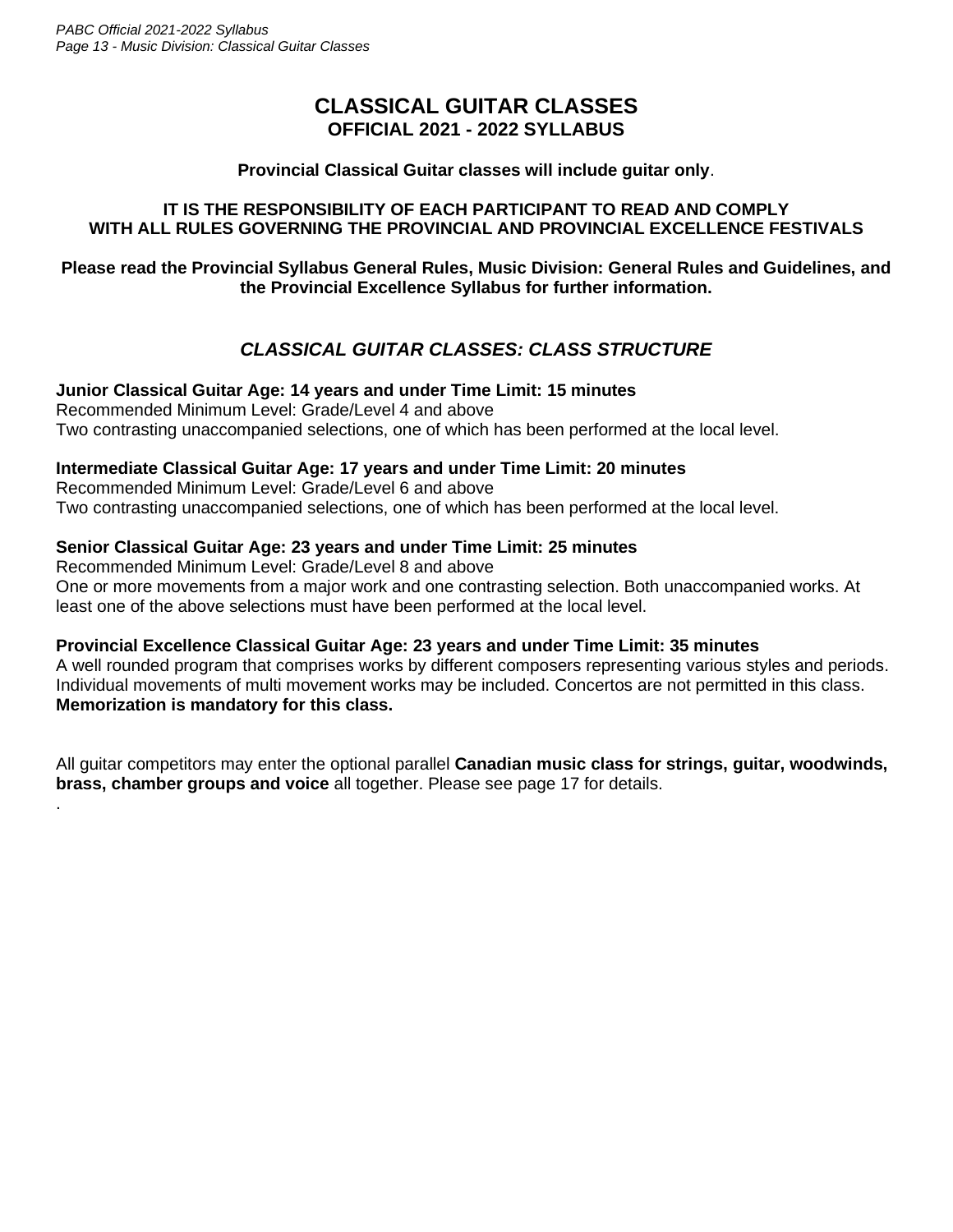# CLASSICAL GUITAR CLASSES

## OFFICIAL 2021 - 2022 SYLLABUS

**Provincial Classical Guitar classes will include guitar only**.

**IT IS THE RESPONSIBILITY OF EACH PARTICIPANT TO READ AND COMPLY WITH ALL RULES GOVERNING THE PROVINCIAL AND PROVINCIAL EXCELLENCE FESTIVALS**

**Please read the Provincial Syllabus General Rules, Music Division: General Rules and Guidelines, and the Provincial Excellence Syllabus for further information.**

## *CLASSICAL GUITAR CLASSES: CLASS STRUCTURE*

**Junior Classical Guitar Age: 14 years and under Time Limit: 15 minutes**
Recommended Minimum Level: Grade/Level 4 and above
Two contrasting unaccompanied selections, one of which has been performed at the local level.

**Intermediate Classical Guitar Age: 17 years and under Time Limit: 20 minutes**
Recommended Minimum Level: Grade/Level 6 and above
Two contrasting unaccompanied selections, one of which has been performed at the local level.

**Senior Classical Guitar Age: 23 years and under Time Limit: 25 minutes**
Recommended Minimum Level: Grade/Level 8 and above
One or more movements from a major work and one contrasting selection. Both unaccompanied works. At least one of the above selections must have been performed at the local level.

**Provincial Excellence Classical Guitar Age: 23 years and under Time Limit: 35 minutes**
A well rounded program that comprises works by different composers representing various styles and periods. Individual movements of multi movement works may be included. Concertos are not permitted in this class.
**Memorization is mandatory for this class.**

All guitar competitors may enter the optional parallel **Canadian music class for strings, guitar, woodwinds, brass, chamber groups and voice** all together. Please see page 17 for details.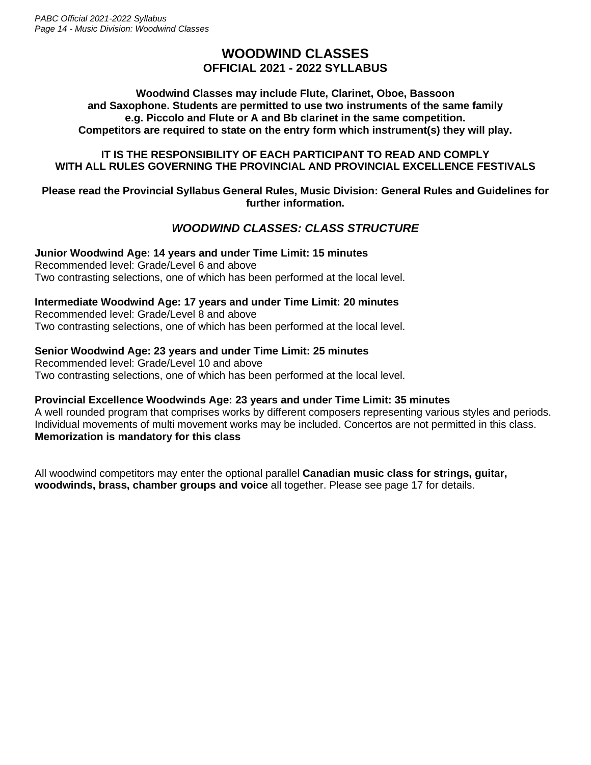# WOODWIND CLASSES

## OFFICIAL 2021 - 2022 SYLLABUS

**Woodwind Classes may include Flute, Clarinet, Oboe, Bassoon and Saxophone. Students are permitted to use two instruments of the same family e.g. Piccolo and Flute or A and Bb clarinet in the same competition. Competitors are required to state on the entry form which instrument(s) they will play.**

**IT IS THE RESPONSIBILITY OF EACH PARTICIPANT TO READ AND COMPLY WITH ALL RULES GOVERNING THE PROVINCIAL AND PROVINCIAL EXCELLENCE FESTIVALS**

**Please read the Provincial Syllabus General Rules, Music Division: General Rules and Guidelines for further information.**

### *WOODWIND CLASSES: CLASS STRUCTURE*

**Junior Woodwind Age: 14 years and under Time Limit: 15 minutes**
Recommended level: Grade/Level 6 and above
Two contrasting selections, one of which has been performed at the local level.

**Intermediate Woodwind Age: 17 years and under Time Limit: 20 minutes**
Recommended level: Grade/Level 8 and above
Two contrasting selections, one of which has been performed at the local level.

**Senior Woodwind Age: 23 years and under Time Limit: 25 minutes**
Recommended level: Grade/Level 10 and above
Two contrasting selections, one of which has been performed at the local level.

**Provincial Excellence Woodwinds Age: 23 years and under Time Limit: 35 minutes**
A well rounded program that comprises works by different composers representing various styles and periods. Individual movements of multi movement works may be included. Concertos are not permitted in this class.
**Memorization is mandatory for this class**

All woodwind competitors may enter the optional parallel **Canadian music class for strings, guitar, woodwinds, brass, chamber groups and voice** all together. Please see page 17 for details.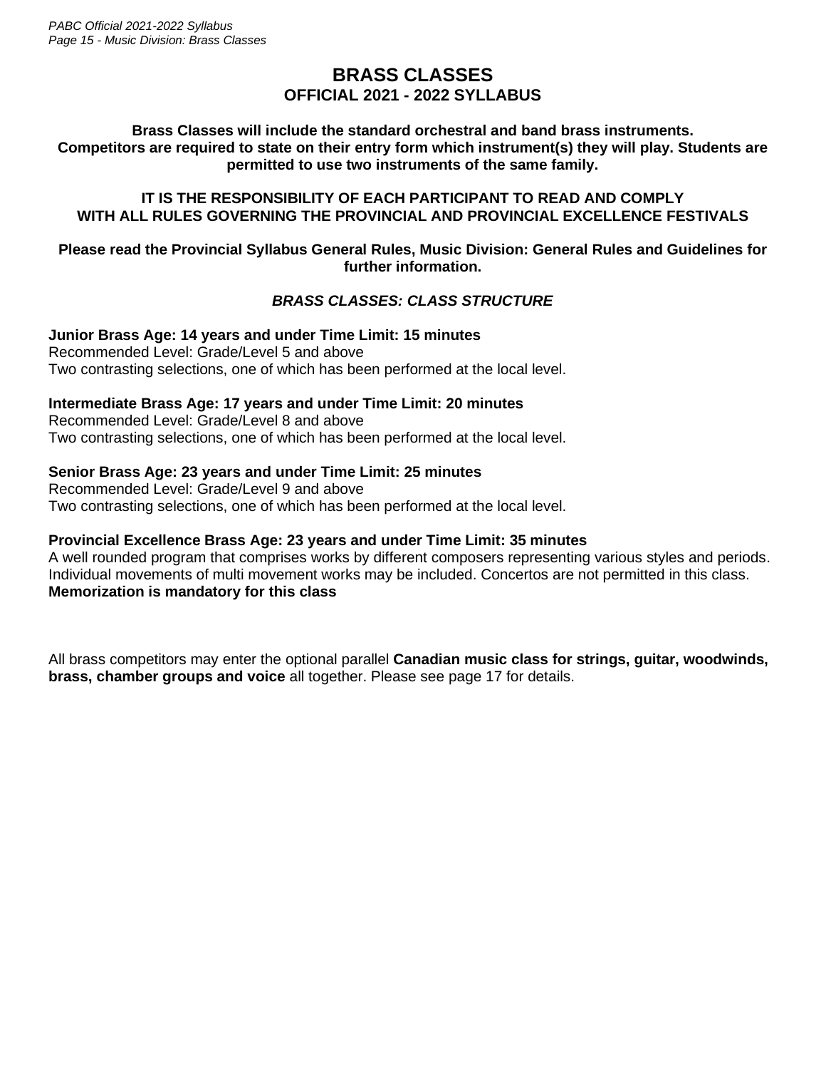# BRASS CLASSES
## OFFICIAL 2021 - 2022 SYLLABUS

**Brass Classes will include the standard orchestral and band brass instruments. Competitors are required to state on their entry form which instrument(s) they will play. Students are permitted to use two instruments of the same family.**

**IT IS THE RESPONSIBILITY OF EACH PARTICIPANT TO READ AND COMPLY WITH ALL RULES GOVERNING THE PROVINCIAL AND PROVINCIAL EXCELLENCE FESTIVALS**

**Please read the Provincial Syllabus General Rules, Music Division: General Rules and Guidelines for further information.**

### *BRASS CLASSES: CLASS STRUCTURE*

**Junior Brass Age: 14 years and under Time Limit: 15 minutes**
Recommended Level: Grade/Level 5 and above
Two contrasting selections, one of which has been performed at the local level.

**Intermediate Brass Age: 17 years and under Time Limit: 20 minutes**
Recommended Level: Grade/Level 8 and above
Two contrasting selections, one of which has been performed at the local level.

**Senior Brass Age: 23 years and under Time Limit: 25 minutes**
Recommended Level: Grade/Level 9 and above
Two contrasting selections, one of which has been performed at the local level.

**Provincial Excellence Brass Age: 23 years and under Time Limit: 35 minutes**
A well rounded program that comprises works by different composers representing various styles and periods. Individual movements of multi movement works may be included. Concertos are not permitted in this class.
**Memorization is mandatory for this class**

All brass competitors may enter the optional parallel **Canadian music class for strings, guitar, woodwinds, brass, chamber groups and voice** all together. Please see page 17 for details.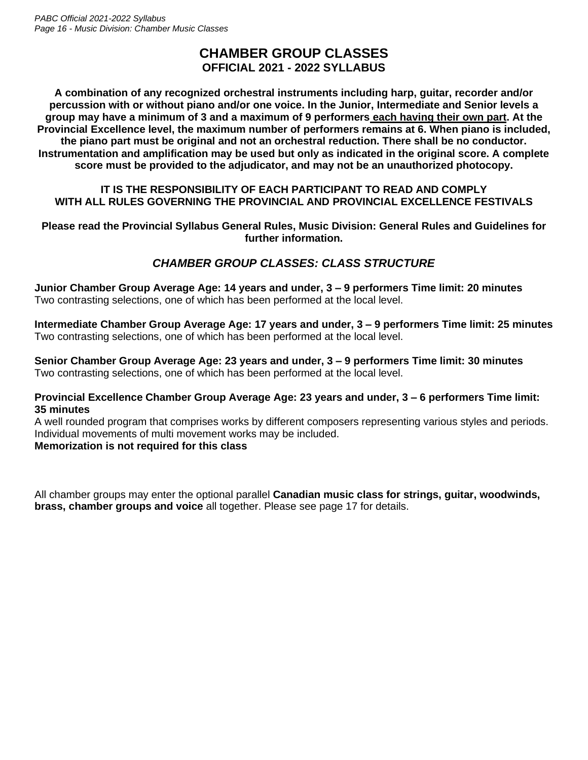# CHAMBER GROUP CLASSES

## OFFICIAL 2021 - 2022 SYLLABUS

**A combination of any recognized orchestral instruments including harp, guitar, recorder and/or percussion with or without piano and/or one voice. In the Junior, Intermediate and Senior levels a group may have a minimum of 3 and a maximum of 9 performers each having their own part. At the Provincial Excellence level, the maximum number of performers remains at 6. When piano is included, the piano part must be original and not an orchestral reduction. There shall be no conductor. Instrumentation and amplification may be used but only as indicated in the original score. A complete score must be provided to the adjudicator, and may not be an unauthorized photocopy.**

**IT IS THE RESPONSIBILITY OF EACH PARTICIPANT TO READ AND COMPLY WITH ALL RULES GOVERNING THE PROVINCIAL AND PROVINCIAL EXCELLENCE FESTIVALS**

**Please read the Provincial Syllabus General Rules, Music Division: General Rules and Guidelines for further information.**

### *CHAMBER GROUP CLASSES: CLASS STRUCTURE*

**Junior Chamber Group Average Age: 14 years and under, 3 – 9 performers Time limit: 20 minutes**
Two contrasting selections, one of which has been performed at the local level.

**Intermediate Chamber Group Average Age: 17 years and under, 3 – 9 performers Time limit: 25 minutes**
Two contrasting selections, one of which has been performed at the local level.

**Senior Chamber Group Average Age: 23 years and under, 3 – 9 performers Time limit: 30 minutes**
Two contrasting selections, one of which has been performed at the local level.

**Provincial Excellence Chamber Group Average Age: 23 years and under, 3 – 6 performers Time limit: 35 minutes**
A well rounded program that comprises works by different composers representing various styles and periods. Individual movements of multi movement works may be included.
**Memorization is not required for this class**

All chamber groups may enter the optional parallel **Canadian music class for strings, guitar, woodwinds, brass, chamber groups and voice** all together. Please see page 17 for details.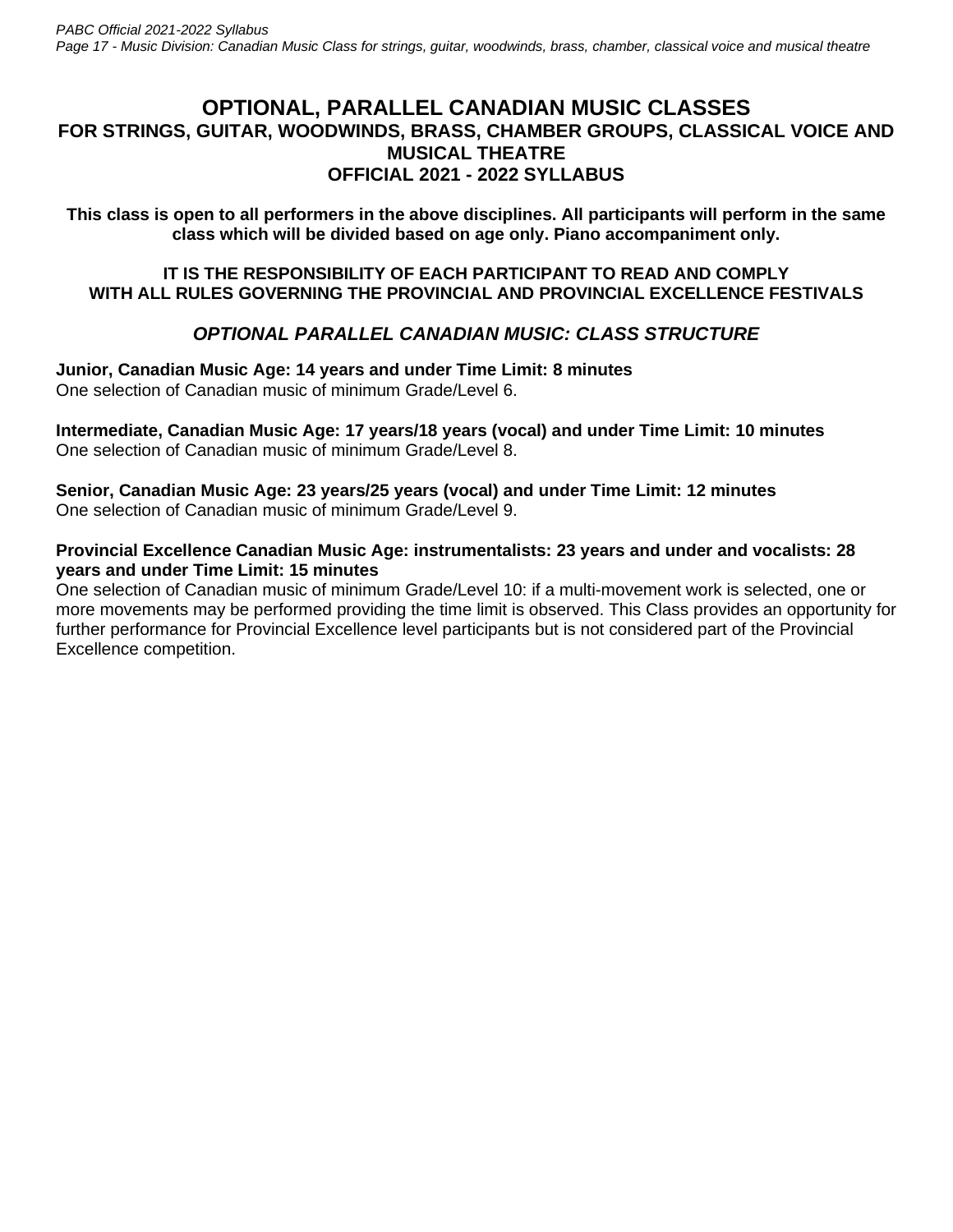# OPTIONAL, PARALLEL CANADIAN MUSIC CLASSES
## FOR STRINGS, GUITAR, WOODWINDS, BRASS, CHAMBER GROUPS, CLASSICAL VOICE AND MUSICAL THEATRE
## OFFICIAL 2021 - 2022 SYLLABUS

**This class is open to all performers in the above disciplines. All participants will perform in the same class which will be divided based on age only. Piano accompaniment only.**

**IT IS THE RESPONSIBILITY OF EACH PARTICIPANT TO READ AND COMPLY WITH ALL RULES GOVERNING THE PROVINCIAL AND PROVINCIAL EXCELLENCE FESTIVALS**

### *OPTIONAL PARALLEL CANADIAN MUSIC: CLASS STRUCTURE*

**Junior, Canadian Music Age: 14 years and under Time Limit: 8 minutes**
One selection of Canadian music of minimum Grade/Level 6.

**Intermediate, Canadian Music Age: 17 years/18 years (vocal) and under Time Limit: 10 minutes**
One selection of Canadian music of minimum Grade/Level 8.

**Senior, Canadian Music Age: 23 years/25 years (vocal) and under Time Limit: 12 minutes**
One selection of Canadian music of minimum Grade/Level 9.

**Provincial Excellence Canadian Music Age: instrumentalists: 23 years and under and vocalists: 28 years and under Time Limit: 15 minutes**
One selection of Canadian music of minimum Grade/Level 10: if a multi-movement work is selected, one or more movements may be performed providing the time limit is observed. This Class provides an opportunity for further performance for Provincial Excellence level participants but is not considered part of the Provincial Excellence competition.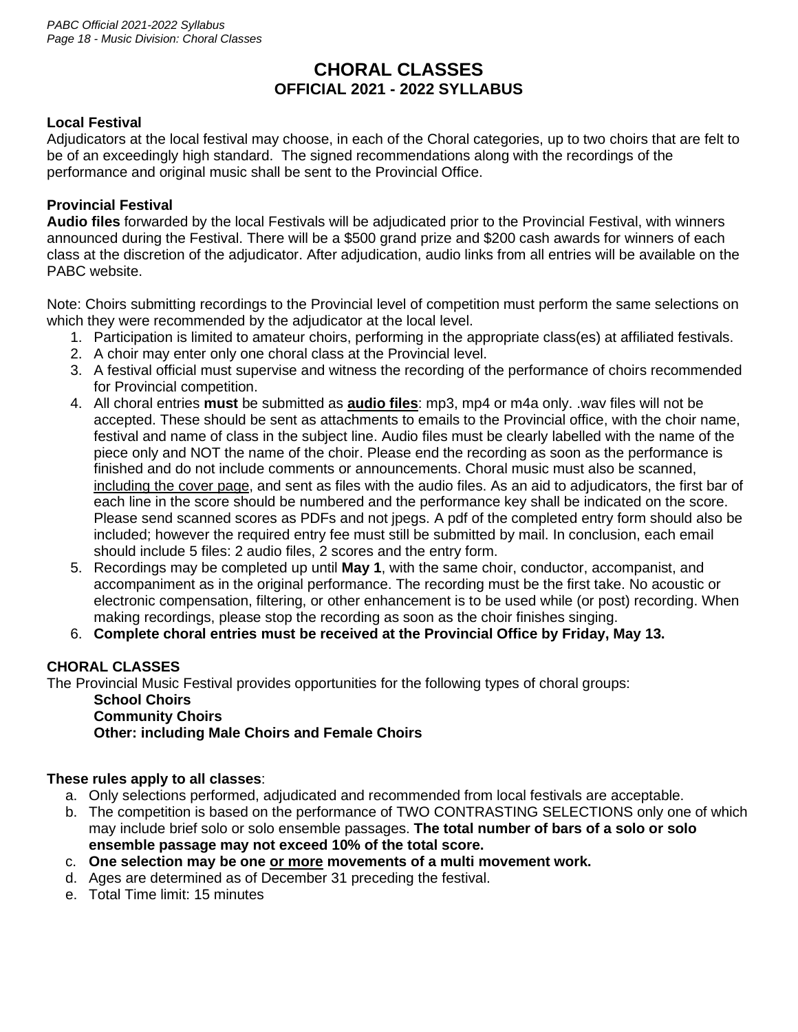# CHORAL CLASSES
## OFFICIAL 2021 - 2022 SYLLABUS

**Local Festival**
Adjudicators at the local festival may choose, in each of the Choral categories, up to two choirs that are felt to be of an exceedingly high standard. The signed recommendations along with the recordings of the performance and original music shall be sent to the Provincial Office.

**Provincial Festival**
**Audio files** forwarded by the local Festivals will be adjudicated prior to the Provincial Festival, with winners announced during the Festival. There will be a $500 grand prize and $200 cash awards for winners of each class at the discretion of the adjudicator. After adjudication, audio links from all entries will be available on the PABC website.

Note: Choirs submitting recordings to the Provincial level of competition must perform the same selections on which they were recommended by the adjudicator at the local level.

1. Participation is limited to amateur choirs, performing in the appropriate class(es) at affiliated festivals.
2. A choir may enter only one choral class at the Provincial level.
3. A festival official must supervise and witness the recording of the performance of choirs recommended for Provincial competition.
4. All choral entries **must** be submitted as **<u>audio files</u>**: mp3, mp4 or m4a only. .wav files will not be accepted. These should be sent as attachments to emails to the Provincial office, with the choir name, festival and name of class in the subject line. Audio files must be clearly labelled with the name of the piece only and NOT the name of the choir. Please end the recording as soon as the performance is finished and do not include comments or announcements. Choral music must also be scanned, <u>including the cover page</u>, and sent as files with the audio files. As an aid to adjudicators, the first bar of each line in the score should be numbered and the performance key shall be indicated on the score. Please send scanned scores as PDFs and not jpegs. A pdf of the completed entry form should also be included; however the required entry fee must still be submitted by mail. In conclusion, each email should include 5 files: 2 audio files, 2 scores and the entry form.
5. Recordings may be completed up until **May 1**, with the same choir, conductor, accompanist, and accompaniment as in the original performance. The recording must be the first take. No acoustic or electronic compensation, filtering, or other enhancement is to be used while (or post) recording. When making recordings, please stop the recording as soon as the choir finishes singing.
6. **Complete choral entries must be received at the Provincial Office by Friday, May 13.**

**CHORAL CLASSES**
The Provincial Music Festival provides opportunities for the following types of choral groups:

**School Choirs**
**Community Choirs**
**Other: including Male Choirs and Female Choirs**

**These rules apply to all classes**:

a. Only selections performed, adjudicated and recommended from local festivals are acceptable.
b. The competition is based on the performance of TWO CONTRASTING SELECTIONS only one of which may include brief solo or solo ensemble passages. **The total number of bars of a solo or solo ensemble passage may not exceed 10% of the total score.**
c. **One selection may be one <u>or more</u> movements of a multi movement work.**
d. Ages are determined as of December 31 preceding the festival.
e. Total Time limit: 15 minutes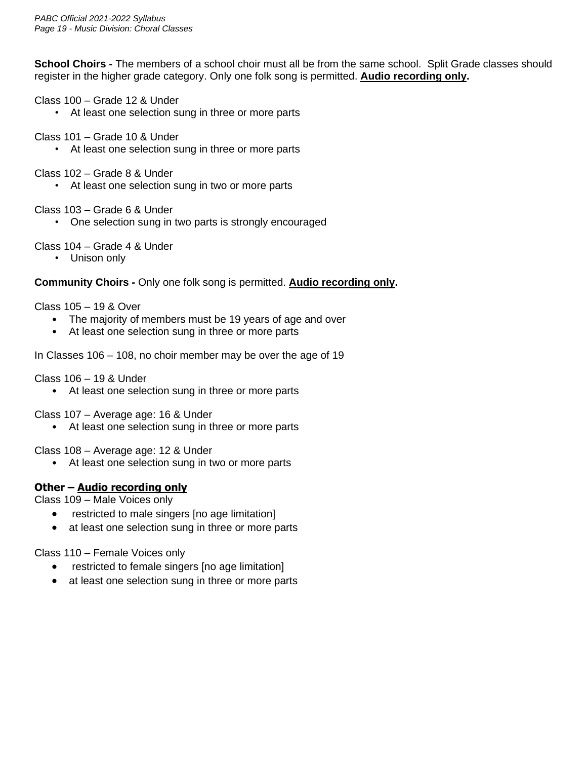**School Choirs -** The members of a school choir must all be from the same school. Split Grade classes should register in the higher grade category. Only one folk song is permitted. **Audio recording only.**

Class 100 – Grade 12 & Under
- At least one selection sung in three or more parts

Class 101 – Grade 10 & Under
- At least one selection sung in three or more parts

Class 102 – Grade 8 & Under
- At least one selection sung in two or more parts

Class 103 – Grade 6 & Under
- One selection sung in two parts is strongly encouraged

Class 104 – Grade 4 & Under
- Unison only

**Community Choirs -** Only one folk song is permitted. **Audio recording only.**

Class 105 – 19 & Over
- The majority of members must be 19 years of age and over
- At least one selection sung in three or more parts

In Classes 106 – 108, no choir member may be over the age of 19

Class 106 – 19 & Under
- At least one selection sung in three or more parts

Class 107 – Average age: 16 & Under
- At least one selection sung in three or more parts

Class 108 – Average age: 12 & Under
- At least one selection sung in two or more parts

**Other – Audio recording only**

Class 109 – Male Voices only
- restricted to male singers [no age limitation]
- at least one selection sung in three or more parts

Class 110 – Female Voices only
- restricted to female singers [no age limitation]
- at least one selection sung in three or more parts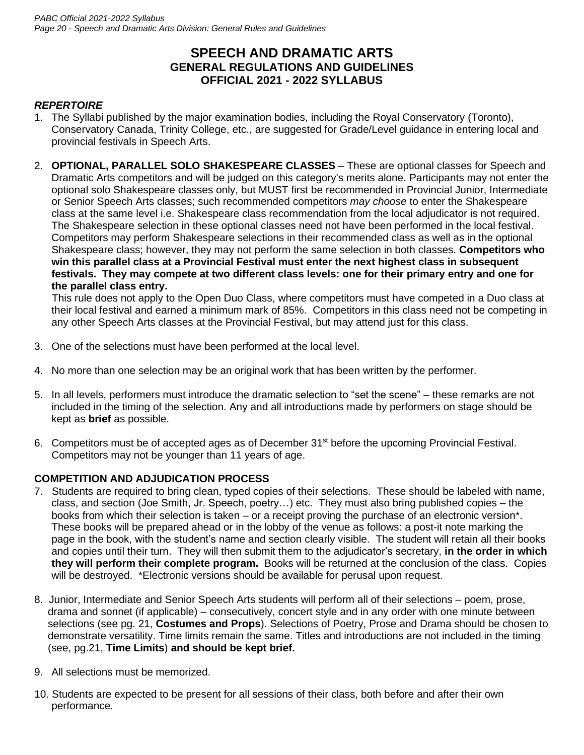# SPEECH AND DRAMATIC ARTS
## GENERAL REGULATIONS AND GUIDELINES
## OFFICIAL 2021 - 2022 SYLLABUS

### *REPERTOIRE*

1. The Syllabi published by the major examination bodies, including the Royal Conservatory (Toronto), Conservatory Canada, Trinity College, etc., are suggested for Grade/Level guidance in entering local and provincial festivals in Speech Arts.

2. **OPTIONAL, PARALLEL SOLO SHAKESPEARE CLASSES** – These are optional classes for Speech and Dramatic Arts competitors and will be judged on this category's merits alone. Participants may not enter the optional solo Shakespeare classes only, but MUST first be recommended in Provincial Junior, Intermediate or Senior Speech Arts classes; such recommended competitors *may choose* to enter the Shakespeare class at the same level i.e. Shakespeare class recommendation from the local adjudicator is not required. The Shakespeare selection in these optional classes need not have been performed in the local festival. Competitors may perform Shakespeare selections in their recommended class as well as in the optional Shakespeare class; however, they may not perform the same selection in both classes. **Competitors who win this parallel class at a Provincial Festival must enter the next highest class in subsequent festivals. They may compete at two different class levels: one for their primary entry and one for the parallel class entry.**

   This rule does not apply to the Open Duo Class, where competitors must have competed in a Duo class at their local festival and earned a minimum mark of 85%. Competitors in this class need not be competing in any other Speech Arts classes at the Provincial Festival, but may attend just for this class.

3. One of the selections must have been performed at the local level.

4. No more than one selection may be an original work that has been written by the performer.

5. In all levels, performers must introduce the dramatic selection to "set the scene" – these remarks are not included in the timing of the selection. Any and all introductions made by performers on stage should be kept as **brief** as possible.

6. Competitors must be of accepted ages as of December 31st before the upcoming Provincial Festival. Competitors may not be younger than 11 years of age.

### COMPETITION AND ADJUDICATION PROCESS

7. Students are required to bring clean, typed copies of their selections. These should be labeled with name, class, and section (Joe Smith, Jr. Speech, poetry…) etc. They must also bring published copies – the books from which their selection is taken – or a receipt proving the purchase of an electronic version*. These books will be prepared ahead or in the lobby of the venue as follows: a post-it note marking the page in the book, with the student's name and section clearly visible. The student will retain all their books and copies until their turn. They will then submit them to the adjudicator's secretary, **in the order in which they will perform their complete program.** Books will be returned at the conclusion of the class. Copies will be destroyed. *Electronic versions should be available for perusal upon request.

8. Junior, Intermediate and Senior Speech Arts students will perform all of their selections – poem, prose, drama and sonnet (if applicable) – consecutively, concert style and in any order with one minute between selections (see pg. 21, **Costumes and Props**). Selections of Poetry, Prose and Drama should be chosen to demonstrate versatility. Time limits remain the same. Titles and introductions are not included in the timing (see, pg.21, **Time Limits**) **and should be kept brief.**

9. All selections must be memorized.

10. Students are expected to be present for all sessions of their class, both before and after their own performance.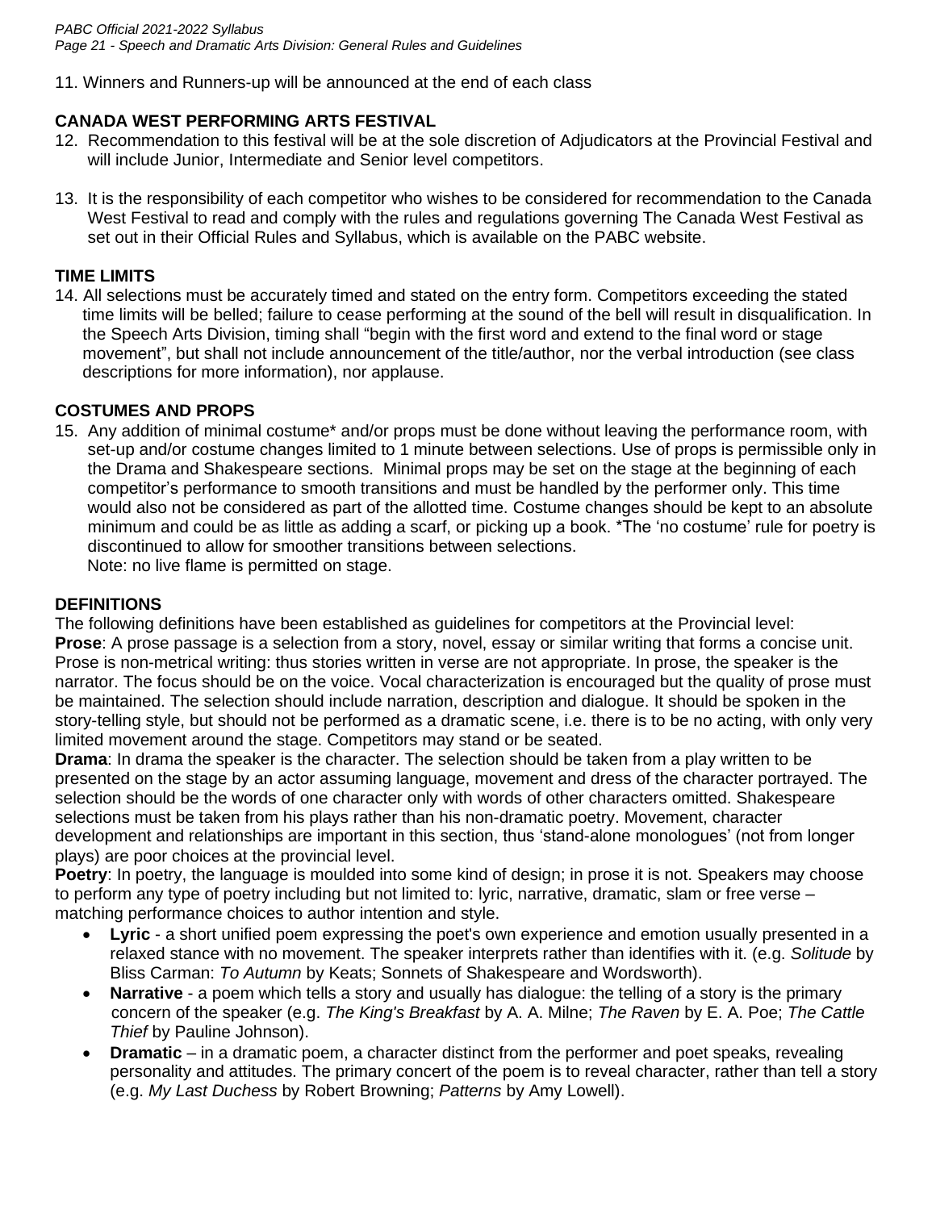11. Winners and Runners-up will be announced at the end of each class

## CANADA WEST PERFORMING ARTS FESTIVAL

12. Recommendation to this festival will be at the sole discretion of Adjudicators at the Provincial Festival and will include Junior, Intermediate and Senior level competitors.

13. It is the responsibility of each competitor who wishes to be considered for recommendation to the Canada West Festival to read and comply with the rules and regulations governing The Canada West Festival as set out in their Official Rules and Syllabus, which is available on the PABC website.

## TIME LIMITS

14. All selections must be accurately timed and stated on the entry form. Competitors exceeding the stated time limits will be belled; failure to cease performing at the sound of the bell will result in disqualification. In the Speech Arts Division, timing shall "begin with the first word and extend to the final word or stage movement", but shall not include announcement of the title/author, nor the verbal introduction (see class descriptions for more information), nor applause.

## COSTUMES AND PROPS

15. Any addition of minimal costume* and/or props must be done without leaving the performance room, with set-up and/or costume changes limited to 1 minute between selections. Use of props is permissible only in the Drama and Shakespeare sections. Minimal props may be set on the stage at the beginning of each competitor's performance to smooth transitions and must be handled by the performer only. This time would also not be considered as part of the allotted time. Costume changes should be kept to an absolute minimum and could be as little as adding a scarf, or picking up a book. *The 'no costume' rule for poetry is discontinued to allow for smoother transitions between selections.
    Note: no live flame is permitted on stage.

## DEFINITIONS

The following definitions have been established as guidelines for competitors at the Provincial level:

**Prose**: A prose passage is a selection from a story, novel, essay or similar writing that forms a concise unit. Prose is non-metrical writing: thus stories written in verse are not appropriate. In prose, the speaker is the narrator. The focus should be on the voice. Vocal characterization is encouraged but the quality of prose must be maintained. The selection should include narration, description and dialogue. It should be spoken in the story-telling style, but should not be performed as a dramatic scene, i.e. there is to be no acting, with only very limited movement around the stage. Competitors may stand or be seated.

**Drama**: In drama the speaker is the character. The selection should be taken from a play written to be presented on the stage by an actor assuming language, movement and dress of the character portrayed. The selection should be the words of one character only with words of other characters omitted. Shakespeare selections must be taken from his plays rather than his non-dramatic poetry. Movement, character development and relationships are important in this section, thus 'stand-alone monologues' (not from longer plays) are poor choices at the provincial level.

**Poetry**: In poetry, the language is moulded into some kind of design; in prose it is not. Speakers may choose to perform any type of poetry including but not limited to: lyric, narrative, dramatic, slam or free verse – matching performance choices to author intention and style.

- **Lyric** - a short unified poem expressing the poet's own experience and emotion usually presented in a relaxed stance with no movement. The speaker interprets rather than identifies with it. (e.g. *Solitude* by Bliss Carman: *To Autumn* by Keats; Sonnets of Shakespeare and Wordsworth).
- **Narrative** - a poem which tells a story and usually has dialogue: the telling of a story is the primary concern of the speaker (e.g. *The King's Breakfast* by A. A. Milne; *The Raven* by E. A. Poe; *The Cattle Thief* by Pauline Johnson).
- **Dramatic** – in a dramatic poem, a character distinct from the performer and poet speaks, revealing personality and attitudes. The primary concert of the poem is to reveal character, rather than tell a story (e.g. *My Last Duchess* by Robert Browning; *Patterns* by Amy Lowell).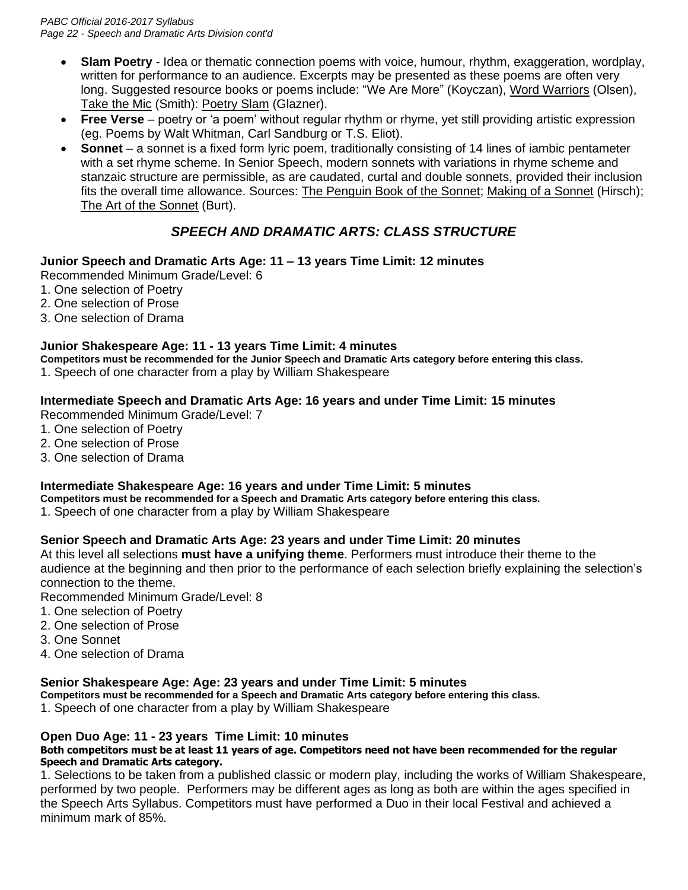- **Slam Poetry** - Idea or thematic connection poems with voice, humour, rhythm, exaggeration, wordplay, written for performance to an audience. Excerpts may be presented as these poems are often very long. Suggested resource books or poems include: "We Are More" (Koyczan), Word Warriors (Olsen), Take the Mic (Smith): Poetry Slam (Glazner).
- **Free Verse** – poetry or 'a poem' without regular rhythm or rhyme, yet still providing artistic expression (eg. Poems by Walt Whitman, Carl Sandburg or T.S. Eliot).
- **Sonnet** – a sonnet is a fixed form lyric poem, traditionally consisting of 14 lines of iambic pentameter with a set rhyme scheme. In Senior Speech, modern sonnets with variations in rhyme scheme and stanzaic structure are permissible, as are caudated, curtal and double sonnets, provided their inclusion fits the overall time allowance. Sources: The Penguin Book of the Sonnet; Making of a Sonnet (Hirsch); The Art of the Sonnet (Burt).

## *SPEECH AND DRAMATIC ARTS: CLASS STRUCTURE*

**Junior Speech and Dramatic Arts Age: 11 – 13 years Time Limit: 12 minutes**

Recommended Minimum Grade/Level: 6

1. One selection of Poetry
2. One selection of Prose
3. One selection of Drama

**Junior Shakespeare Age: 11 - 13 years Time Limit: 4 minutes**

**Competitors must be recommended for the Junior Speech and Dramatic Arts category before entering this class.**

1. Speech of one character from a play by William Shakespeare

**Intermediate Speech and Dramatic Arts Age: 16 years and under Time Limit: 15 minutes**

Recommended Minimum Grade/Level: 7

1. One selection of Poetry
2. One selection of Prose
3. One selection of Drama

**Intermediate Shakespeare Age: 16 years and under Time Limit: 5 minutes**

**Competitors must be recommended for a Speech and Dramatic Arts category before entering this class.**

1. Speech of one character from a play by William Shakespeare

**Senior Speech and Dramatic Arts Age: 23 years and under Time Limit: 20 minutes**

At this level all selections **must have a unifying theme**. Performers must introduce their theme to the audience at the beginning and then prior to the performance of each selection briefly explaining the selection's connection to the theme.

Recommended Minimum Grade/Level: 8

1. One selection of Poetry
2. One selection of Prose
3. One Sonnet
4. One selection of Drama

**Senior Shakespeare Age: Age: 23 years and under Time Limit: 5 minutes**

**Competitors must be recommended for a Speech and Dramatic Arts category before entering this class.**

1. Speech of one character from a play by William Shakespeare

**Open Duo Age: 11 - 23 years Time Limit: 10 minutes**

**Both competitors must be at least 11 years of age. Competitors need not have been recommended for the regular Speech and Dramatic Arts category.**

1. Selections to be taken from a published classic or modern play, including the works of William Shakespeare, performed by two people. Performers may be different ages as long as both are within the ages specified in the Speech Arts Syllabus. Competitors must have performed a Duo in their local Festival and achieved a minimum mark of 85%.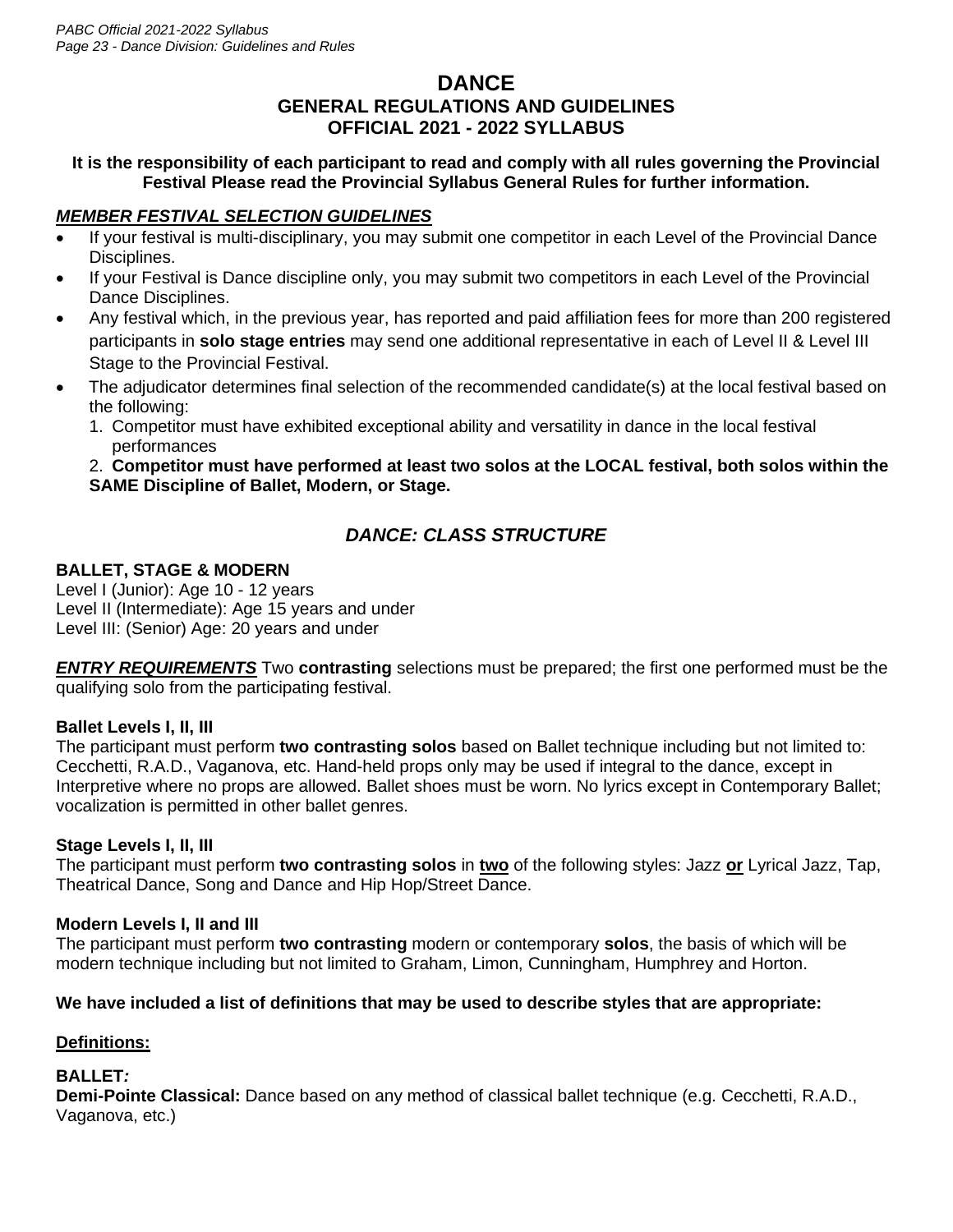# DANCE

## GENERAL REGULATIONS AND GUIDELINES
## OFFICIAL 2021 - 2022 SYLLABUS

**It is the responsibility of each participant to read and comply with all rules governing the Provincial Festival Please read the Provincial Syllabus General Rules for further information.**

### ***MEMBER FESTIVAL SELECTION GUIDELINES***

- If your festival is multi-disciplinary, you may submit one competitor in each Level of the Provincial Dance Disciplines.
- If your Festival is Dance discipline only, you may submit two competitors in each Level of the Provincial Dance Disciplines.
- Any festival which, in the previous year, has reported and paid affiliation fees for more than 200 registered participants in **solo stage entries** may send one additional representative in each of Level II & Level III Stage to the Provincial Festival.
- The adjudicator determines final selection of the recommended candidate(s) at the local festival based on the following:
  1. Competitor must have exhibited exceptional ability and versatility in dance in the local festival performances
  2. **Competitor must have performed at least two solos at the LOCAL festival, both solos within the SAME Discipline of Ballet, Modern, or Stage.**

## *DANCE: CLASS STRUCTURE*

### BALLET, STAGE & MODERN

Level I (Junior): Age 10 - 12 years
Level II (Intermediate): Age 15 years and under
Level III: (Senior) Age: 20 years and under

***ENTRY REQUIREMENTS*** Two **contrasting** selections must be prepared; the first one performed must be the qualifying solo from the participating festival.

**Ballet Levels I, II, III**
The participant must perform **two contrasting solos** based on Ballet technique including but not limited to: Cecchetti, R.A.D., Vaganova, etc. Hand-held props only may be used if integral to the dance, except in Interpretive where no props are allowed. Ballet shoes must be worn. No lyrics except in Contemporary Ballet; vocalization is permitted in other ballet genres.

**Stage Levels I, II, III**
The participant must perform **two contrasting solos** in **two** of the following styles: Jazz **or** Lyrical Jazz, Tap, Theatrical Dance, Song and Dance and Hip Hop/Street Dance.

**Modern Levels I, II and III**
The participant must perform **two contrasting** modern or contemporary **solos**, the basis of which will be modern technique including but not limited to Graham, Limon, Cunningham, Humphrey and Horton.

**We have included a list of definitions that may be used to describe styles that are appropriate:**

**Definitions:**

**BALLET*:***
**Demi-Pointe Classical:** Dance based on any method of classical ballet technique (e.g. Cecchetti, R.A.D., Vaganova, etc.)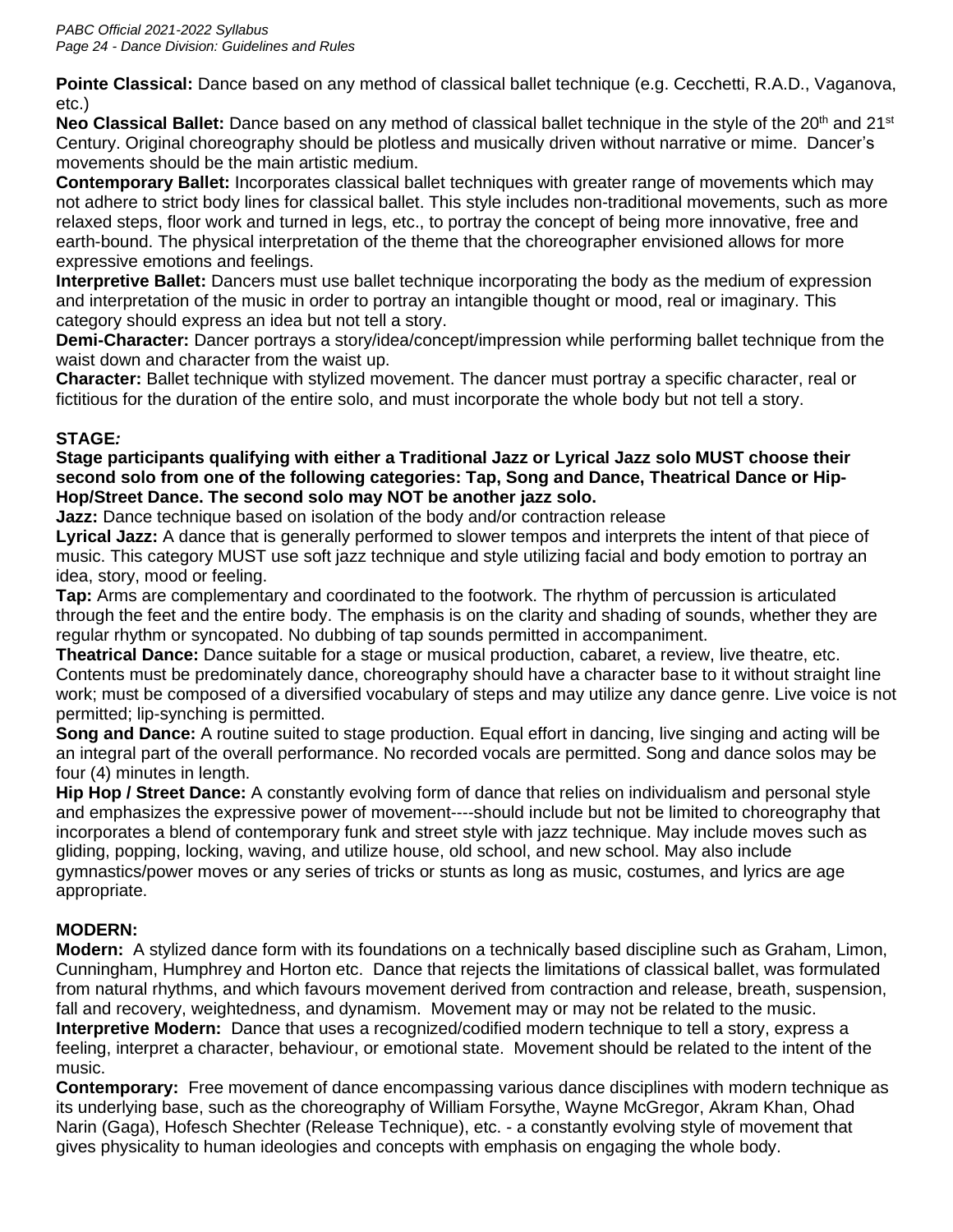**Pointe Classical:** Dance based on any method of classical ballet technique (e.g. Cecchetti, R.A.D., Vaganova, etc.)

**Neo Classical Ballet:** Dance based on any method of classical ballet technique in the style of the 20th and 21st Century. Original choreography should be plotless and musically driven without narrative or mime. Dancer's movements should be the main artistic medium.

**Contemporary Ballet:** Incorporates classical ballet techniques with greater range of movements which may not adhere to strict body lines for classical ballet. This style includes non-traditional movements, such as more relaxed steps, floor work and turned in legs, etc., to portray the concept of being more innovative, free and earth-bound. The physical interpretation of the theme that the choreographer envisioned allows for more expressive emotions and feelings.

**Interpretive Ballet:** Dancers must use ballet technique incorporating the body as the medium of expression and interpretation of the music in order to portray an intangible thought or mood, real or imaginary. This category should express an idea but not tell a story.

**Demi-Character:** Dancer portrays a story/idea/concept/impression while performing ballet technique from the waist down and character from the waist up.

**Character:** Ballet technique with stylized movement. The dancer must portray a specific character, real or fictitious for the duration of the entire solo, and must incorporate the whole body but not tell a story.

**STAGE:**

**Stage participants qualifying with either a Traditional Jazz or Lyrical Jazz solo MUST choose their second solo from one of the following categories: Tap, Song and Dance, Theatrical Dance or Hip-Hop/Street Dance. The second solo may NOT be another jazz solo.**

**Jazz:** Dance technique based on isolation of the body and/or contraction release

**Lyrical Jazz:** A dance that is generally performed to slower tempos and interprets the intent of that piece of music. This category MUST use soft jazz technique and style utilizing facial and body emotion to portray an idea, story, mood or feeling.

**Tap:** Arms are complementary and coordinated to the footwork. The rhythm of percussion is articulated through the feet and the entire body. The emphasis is on the clarity and shading of sounds, whether they are regular rhythm or syncopated. No dubbing of tap sounds permitted in accompaniment.

**Theatrical Dance:** Dance suitable for a stage or musical production, cabaret, a review, live theatre, etc. Contents must be predominately dance, choreography should have a character base to it without straight line work; must be composed of a diversified vocabulary of steps and may utilize any dance genre. Live voice is not permitted; lip-synching is permitted.

**Song and Dance:** A routine suited to stage production. Equal effort in dancing, live singing and acting will be an integral part of the overall performance. No recorded vocals are permitted. Song and dance solos may be four (4) minutes in length.

**Hip Hop / Street Dance:** A constantly evolving form of dance that relies on individualism and personal style and emphasizes the expressive power of movement----should include but not be limited to choreography that incorporates a blend of contemporary funk and street style with jazz technique. May include moves such as gliding, popping, locking, waving, and utilize house, old school, and new school. May also include gymnastics/power moves or any series of tricks or stunts as long as music, costumes, and lyrics are age appropriate.

**MODERN:**

**Modern:** A stylized dance form with its foundations on a technically based discipline such as Graham, Limon, Cunningham, Humphrey and Horton etc. Dance that rejects the limitations of classical ballet, was formulated from natural rhythms, and which favours movement derived from contraction and release, breath, suspension, fall and recovery, weightedness, and dynamism. Movement may or may not be related to the music.

**Interpretive Modern:** Dance that uses a recognized/codified modern technique to tell a story, express a feeling, interpret a character, behaviour, or emotional state. Movement should be related to the intent of the music.

**Contemporary:** Free movement of dance encompassing various dance disciplines with modern technique as its underlying base, such as the choreography of William Forsythe, Wayne McGregor, Akram Khan, Ohad Narin (Gaga), Hofesch Shechter (Release Technique), etc. - a constantly evolving style of movement that gives physicality to human ideologies and concepts with emphasis on engaging the whole body.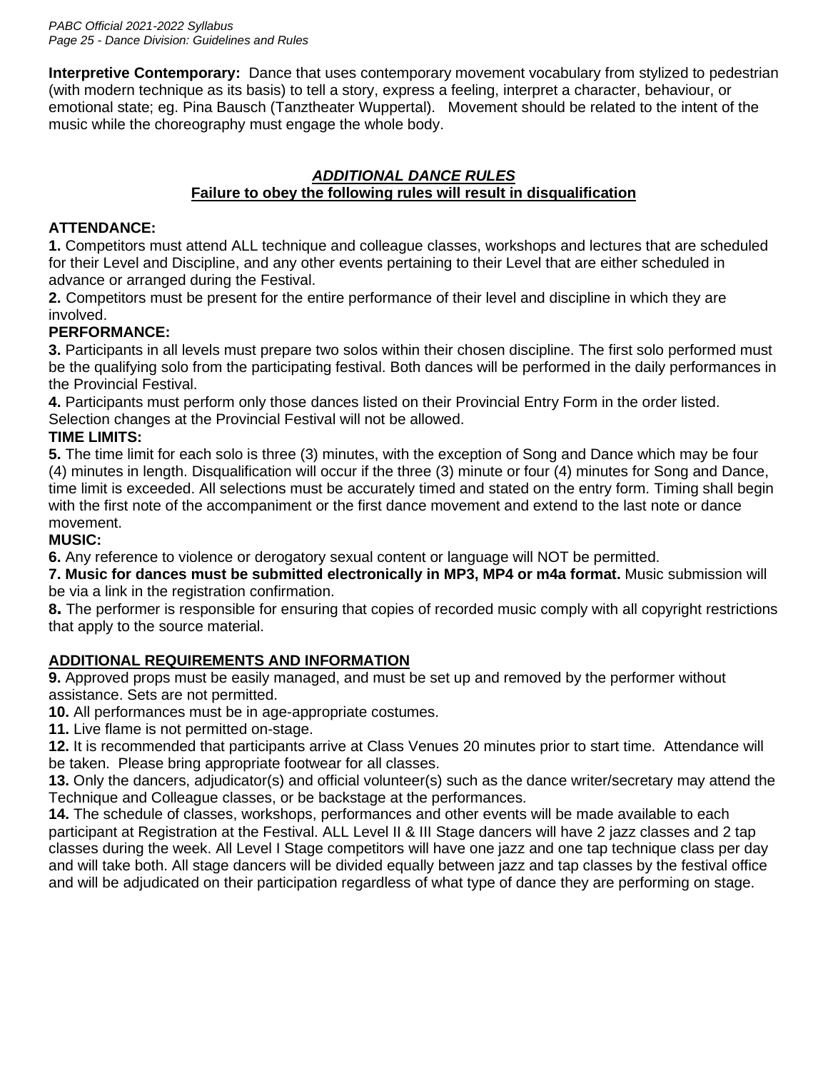**Interpretive Contemporary:** Dance that uses contemporary movement vocabulary from stylized to pedestrian (with modern technique as its basis) to tell a story, express a feeling, interpret a character, behaviour, or emotional state; eg. Pina Bausch (Tanztheater Wuppertal). Movement should be related to the intent of the music while the choreography must engage the whole body.

## ***ADDITIONAL DANCE RULES***

**Failure to obey the following rules will result in disqualification**

**ATTENDANCE:**

**1.** Competitors must attend ALL technique and colleague classes, workshops and lectures that are scheduled for their Level and Discipline, and any other events pertaining to their Level that are either scheduled in advance or arranged during the Festival.

**2.** Competitors must be present for the entire performance of their level and discipline in which they are involved.

**PERFORMANCE:**

**3.** Participants in all levels must prepare two solos within their chosen discipline. The first solo performed must be the qualifying solo from the participating festival. Both dances will be performed in the daily performances in the Provincial Festival.

**4.** Participants must perform only those dances listed on their Provincial Entry Form in the order listed. Selection changes at the Provincial Festival will not be allowed.

**TIME LIMITS:**

**5.** The time limit for each solo is three (3) minutes, with the exception of Song and Dance which may be four (4) minutes in length. Disqualification will occur if the three (3) minute or four (4) minutes for Song and Dance, time limit is exceeded. All selections must be accurately timed and stated on the entry form. Timing shall begin with the first note of the accompaniment or the first dance movement and extend to the last note or dance movement.

**MUSIC:**

**6.** Any reference to violence or derogatory sexual content or language will NOT be permitted.

**7. Music for dances must be submitted electronically in MP3, MP4 or m4a format.** Music submission will be via a link in the registration confirmation.

**8.** The performer is responsible for ensuring that copies of recorded music comply with all copyright restrictions that apply to the source material.

**ADDITIONAL REQUIREMENTS AND INFORMATION**

**9.** Approved props must be easily managed, and must be set up and removed by the performer without assistance. Sets are not permitted.

**10.** All performances must be in age-appropriate costumes.

**11.** Live flame is not permitted on-stage.

**12.** It is recommended that participants arrive at Class Venues 20 minutes prior to start time. Attendance will be taken. Please bring appropriate footwear for all classes.

**13.** Only the dancers, adjudicator(s) and official volunteer(s) such as the dance writer/secretary may attend the Technique and Colleague classes, or be backstage at the performances.

**14.** The schedule of classes, workshops, performances and other events will be made available to each participant at Registration at the Festival. ALL Level II & III Stage dancers will have 2 jazz classes and 2 tap classes during the week. All Level I Stage competitors will have one jazz and one tap technique class per day and will take both. All stage dancers will be divided equally between jazz and tap classes by the festival office and will be adjudicated on their participation regardless of what type of dance they are performing on stage.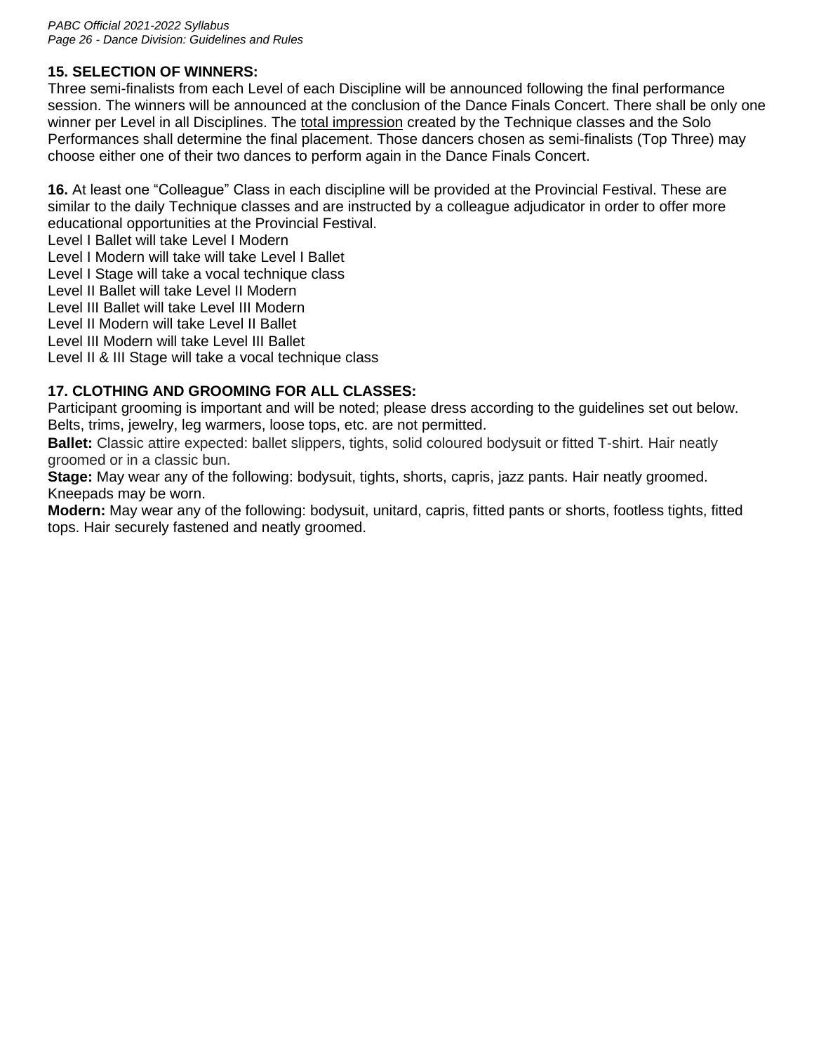## 15. SELECTION OF WINNERS:

Three semi-finalists from each Level of each Discipline will be announced following the final performance session. The winners will be announced at the conclusion of the Dance Finals Concert. There shall be only one winner per Level in all Disciplines. The total impression created by the Technique classes and the Solo Performances shall determine the final placement. Those dancers chosen as semi-finalists (Top Three) may choose either one of their two dances to perform again in the Dance Finals Concert.

**16.** At least one "Colleague" Class in each discipline will be provided at the Provincial Festival. These are similar to the daily Technique classes and are instructed by a colleague adjudicator in order to offer more educational opportunities at the Provincial Festival.

Level I Ballet will take Level I Modern
Level I Modern will take will take Level I Ballet
Level I Stage will take a vocal technique class
Level II Ballet will take Level II Modern
Level III Ballet will take Level III Modern
Level II Modern will take Level II Ballet
Level III Modern will take Level III Ballet
Level II & III Stage will take a vocal technique class

## 17. CLOTHING AND GROOMING FOR ALL CLASSES:

Participant grooming is important and will be noted; please dress according to the guidelines set out below. Belts, trims, jewelry, leg warmers, loose tops, etc. are not permitted.

**Ballet:** Classic attire expected: ballet slippers, tights, solid coloured bodysuit or fitted T-shirt. Hair neatly groomed or in a classic bun.

**Stage:** May wear any of the following: bodysuit, tights, shorts, capris, jazz pants. Hair neatly groomed. Kneepads may be worn.

**Modern:** May wear any of the following: bodysuit, unitard, capris, fitted pants or shorts, footless tights, fitted tops. Hair securely fastened and neatly groomed.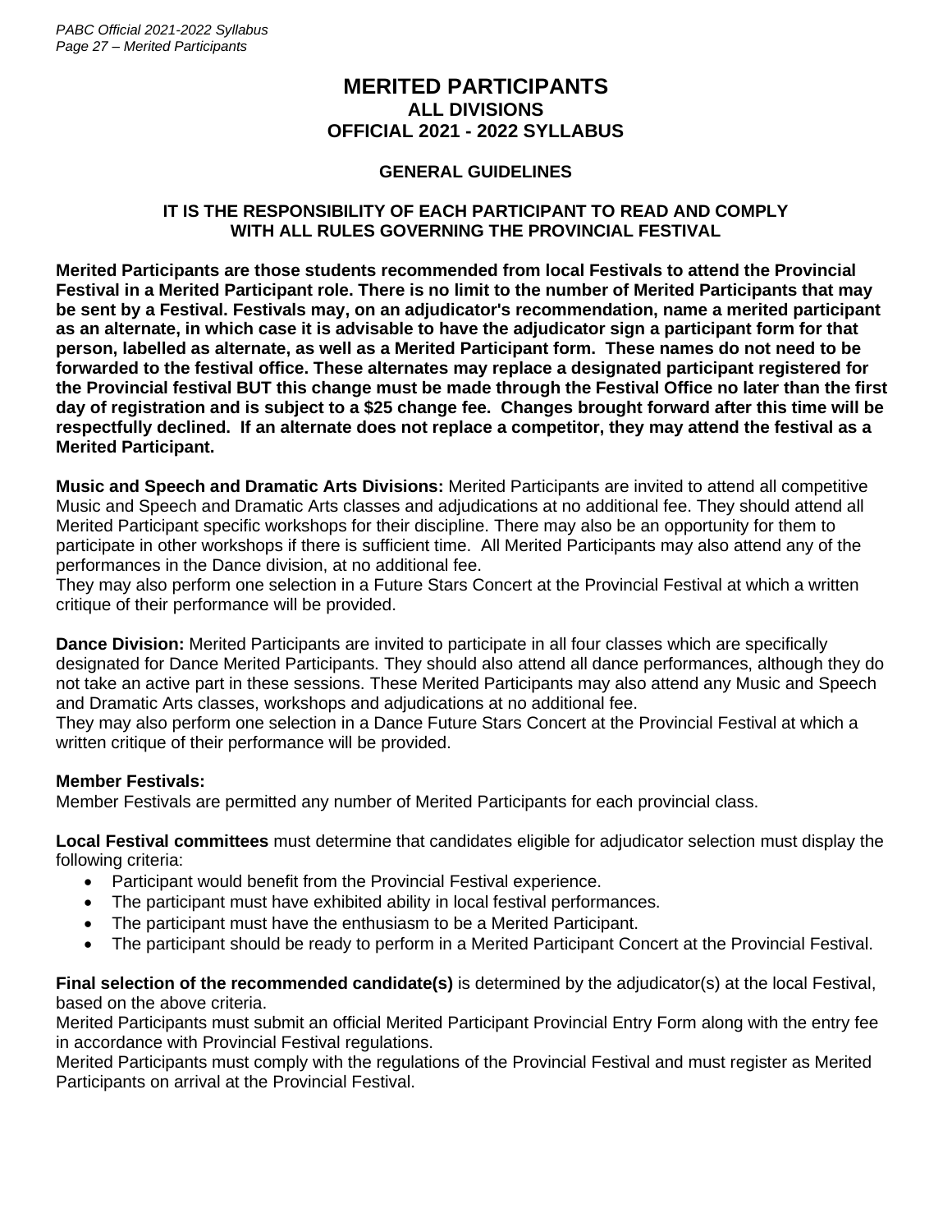# MERITED PARTICIPANTS
## ALL DIVISIONS
## OFFICIAL 2021 - 2022 SYLLABUS

### GENERAL GUIDELINES

### IT IS THE RESPONSIBILITY OF EACH PARTICIPANT TO READ AND COMPLY WITH ALL RULES GOVERNING THE PROVINCIAL FESTIVAL

**Merited Participants are those students recommended from local Festivals to attend the Provincial Festival in a Merited Participant role. There is no limit to the number of Merited Participants that may be sent by a Festival. Festivals may, on an adjudicator's recommendation, name a merited participant as an alternate, in which case it is advisable to have the adjudicator sign a participant form for that person, labelled as alternate, as well as a Merited Participant form. These names do not need to be forwarded to the festival office. These alternates may replace a designated participant registered for the Provincial festival BUT this change must be made through the Festival Office no later than the first day of registration and is subject to a $25 change fee. Changes brought forward after this time will be respectfully declined. If an alternate does not replace a competitor, they may attend the festival as a Merited Participant.**

**Music and Speech and Dramatic Arts Divisions:** Merited Participants are invited to attend all competitive Music and Speech and Dramatic Arts classes and adjudications at no additional fee. They should attend all Merited Participant specific workshops for their discipline. There may also be an opportunity for them to participate in other workshops if there is sufficient time. All Merited Participants may also attend any of the performances in the Dance division, at no additional fee.
They may also perform one selection in a Future Stars Concert at the Provincial Festival at which a written critique of their performance will be provided.

**Dance Division:** Merited Participants are invited to participate in all four classes which are specifically designated for Dance Merited Participants. They should also attend all dance performances, although they do not take an active part in these sessions. These Merited Participants may also attend any Music and Speech and Dramatic Arts classes, workshops and adjudications at no additional fee.
They may also perform one selection in a Dance Future Stars Concert at the Provincial Festival at which a written critique of their performance will be provided.

**Member Festivals:**
Member Festivals are permitted any number of Merited Participants for each provincial class.

**Local Festival committees** must determine that candidates eligible for adjudicator selection must display the following criteria:

- Participant would benefit from the Provincial Festival experience.
- The participant must have exhibited ability in local festival performances.
- The participant must have the enthusiasm to be a Merited Participant.
- The participant should be ready to perform in a Merited Participant Concert at the Provincial Festival.

**Final selection of the recommended candidate(s)** is determined by the adjudicator(s) at the local Festival, based on the above criteria.
Merited Participants must submit an official Merited Participant Provincial Entry Form along with the entry fee in accordance with Provincial Festival regulations.
Merited Participants must comply with the regulations of the Provincial Festival and must register as Merited Participants on arrival at the Provincial Festival.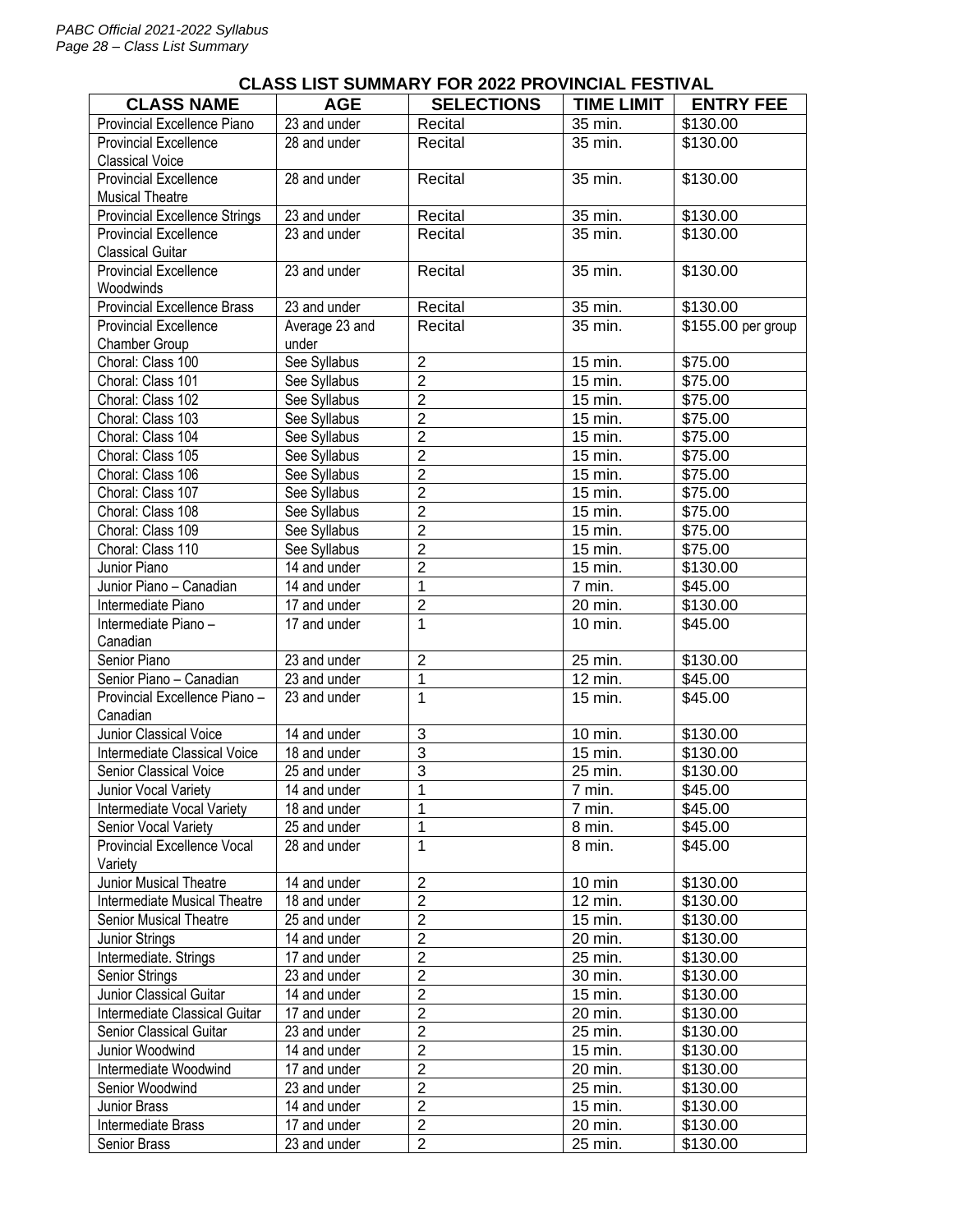## CLASS LIST SUMMARY FOR 2022 PROVINCIAL FESTIVAL

| CLASS NAME | AGE | SELECTIONS | TIME LIMIT | ENTRY FEE |
|---|---|---|---|---|
| Provincial Excellence Piano | 23 and under | Recital | 35 min. | $130.00 |
| Provincial Excellence Classical Voice | 28 and under | Recital | 35 min. | $130.00 |
| Provincial Excellence Musical Theatre | 28 and under | Recital | 35 min. | $130.00 |
| Provincial Excellence Strings | 23 and under | Recital | 35 min. | $130.00 |
| Provincial Excellence Classical Guitar | 23 and under | Recital | 35 min. | $130.00 |
| Provincial Excellence Woodwinds | 23 and under | Recital | 35 min. | $130.00 |
| Provincial Excellence Brass | 23 and under | Recital | 35 min. | $130.00 |
| Provincial Excellence Chamber Group | Average 23 and under | Recital | 35 min. | $155.00 per group |
| Choral: Class 100 | See Syllabus | 2 | 15 min. | $75.00 |
| Choral: Class 101 | See Syllabus | 2 | 15 min. | $75.00 |
| Choral: Class 102 | See Syllabus | 2 | 15 min. | $75.00 |
| Choral: Class 103 | See Syllabus | 2 | 15 min. | $75.00 |
| Choral: Class 104 | See Syllabus | 2 | 15 min. | $75.00 |
| Choral: Class 105 | See Syllabus | 2 | 15 min. | $75.00 |
| Choral: Class 106 | See Syllabus | 2 | 15 min. | $75.00 |
| Choral: Class 107 | See Syllabus | 2 | 15 min. | $75.00 |
| Choral: Class 108 | See Syllabus | 2 | 15 min. | $75.00 |
| Choral: Class 109 | See Syllabus | 2 | 15 min. | $75.00 |
| Choral: Class 110 | See Syllabus | 2 | 15 min. | $75.00 |
| Junior Piano | 14 and under | 2 | 15 min. | $130.00 |
| Junior Piano – Canadian | 14 and under | 1 | 7 min. | $45.00 |
| Intermediate Piano | 17 and under | 2 | 20 min. | $130.00 |
| Intermediate Piano – Canadian | 17 and under | 1 | 10 min. | $45.00 |
| Senior Piano | 23 and under | 2 | 25 min. | $130.00 |
| Senior Piano – Canadian | 23 and under | 1 | 12 min. | $45.00 |
| Provincial Excellence Piano – Canadian | 23 and under | 1 | 15 min. | $45.00 |
| Junior Classical Voice | 14 and under | 3 | 10 min. | $130.00 |
| Intermediate Classical Voice | 18 and under | 3 | 15 min. | $130.00 |
| Senior Classical Voice | 25 and under | 3 | 25 min. | $130.00 |
| Junior Vocal Variety | 14 and under | 1 | 7 min. | $45.00 |
| Intermediate Vocal Variety | 18 and under | 1 | 7 min. | $45.00 |
| Senior Vocal Variety | 25 and under | 1 | 8 min. | $45.00 |
| Provincial Excellence Vocal Variety | 28 and under | 1 | 8 min. | $45.00 |
| Junior Musical Theatre | 14 and under | 2 | 10 min | $130.00 |
| Intermediate Musical Theatre | 18 and under | 2 | 12 min. | $130.00 |
| Senior Musical Theatre | 25 and under | 2 | 15 min. | $130.00 |
| Junior Strings | 14 and under | 2 | 20 min. | $130.00 |
| Intermediate. Strings | 17 and under | 2 | 25 min. | $130.00 |
| Senior Strings | 23 and under | 2 | 30 min. | $130.00 |
| Junior Classical Guitar | 14 and under | 2 | 15 min. | $130.00 |
| Intermediate Classical Guitar | 17 and under | 2 | 20 min. | $130.00 |
| Senior Classical Guitar | 23 and under | 2 | 25 min. | $130.00 |
| Junior Woodwind | 14 and under | 2 | 15 min. | $130.00 |
| Intermediate Woodwind | 17 and under | 2 | 20 min. | $130.00 |
| Senior Woodwind | 23 and under | 2 | 25 min. | $130.00 |
| Junior Brass | 14 and under | 2 | 15 min. | $130.00 |
| Intermediate Brass | 17 and under | 2 | 20 min. | $130.00 |
| Senior Brass | 23 and under | 2 | 25 min. | $130.00 |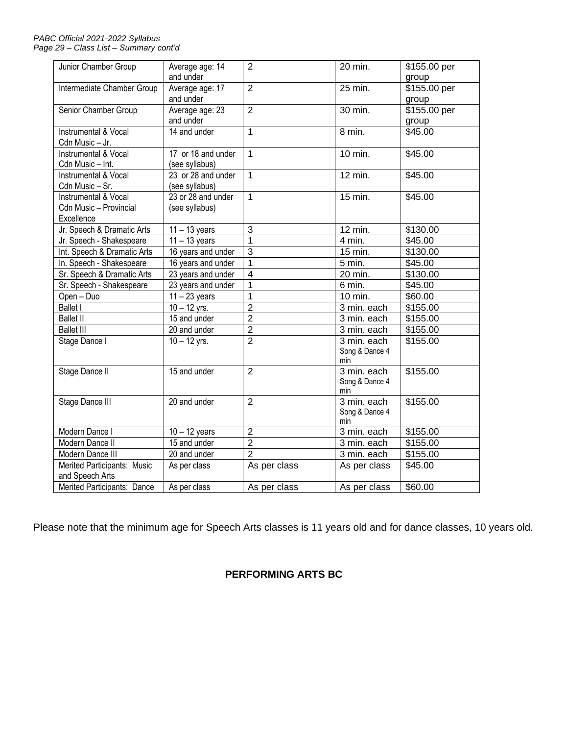| | | | | |
|---|---|---|---|---|
| Junior Chamber Group | Average age: 14 and under | 2 | 20 min. | $155.00 per group |
| Intermediate Chamber Group | Average age: 17 and under | 2 | 25 min. | $155.00 per group |
| Senior Chamber Group | Average age: 23 and under | 2 | 30 min. | $155.00 per group |
| Instrumental & Vocal Cdn Music – Jr. | 14 and under | 1 | 8 min. | $45.00 |
| Instrumental & Vocal Cdn Music – Int. | 17 or 18 and under (see syllabus) | 1 | 10 min. | $45.00 |
| Instrumental & Vocal Cdn Music – Sr. | 23 or 28 and under (see syllabus) | 1 | 12 min. | $45.00 |
| Instrumental & Vocal Cdn Music – Provincial Excellence | 23 or 28 and under (see syllabus) | 1 | 15 min. | $45.00 |
| Jr. Speech & Dramatic Arts | 11 – 13 years | 3 | 12 min. | $130.00 |
| Jr. Speech - Shakespeare | 11 – 13 years | 1 | 4 min. | $45.00 |
| Int. Speech & Dramatic Arts | 16 years and under | 3 | 15 min. | $130.00 |
| In. Speech - Shakespeare | 16 years and under | 1 | 5 min. | $45.00 |
| Sr. Speech & Dramatic Arts | 23 years and under | 4 | 20 min. | $130.00 |
| Sr. Speech - Shakespeare | 23 years and under | 1 | 6 min. | $45.00 |
| Open – Duo | 11 – 23 years | 1 | 10 min. | $60.00 |
| Ballet I | 10 – 12 yrs. | 2 | 3 min. each | $155.00 |
| Ballet II | 15 and under | 2 | 3 min. each | $155.00 |
| Ballet III | 20 and under | 2 | 3 min. each | $155.00 |
| Stage Dance I | 10 – 12 yrs. | 2 | 3 min. each Song & Dance 4 min | $155.00 |
| Stage Dance II | 15 and under | 2 | 3 min. each Song & Dance 4 min | $155.00 |
| Stage Dance III | 20 and under | 2 | 3 min. each Song & Dance 4 min | $155.00 |
| Modern Dance I | 10 – 12 years | 2 | 3 min. each | $155.00 |
| Modern Dance II | 15 and under | 2 | 3 min. each | $155.00 |
| Modern Dance III | 20 and under | 2 | 3 min. each | $155.00 |
| Merited Participants: Music and Speech Arts | As per class | As per class | As per class | $45.00 |
| Merited Participants: Dance | As per class | As per class | As per class | $60.00 |

Please note that the minimum age for Speech Arts classes is 11 years old and for dance classes, 10 years old.

**PERFORMING ARTS BC**